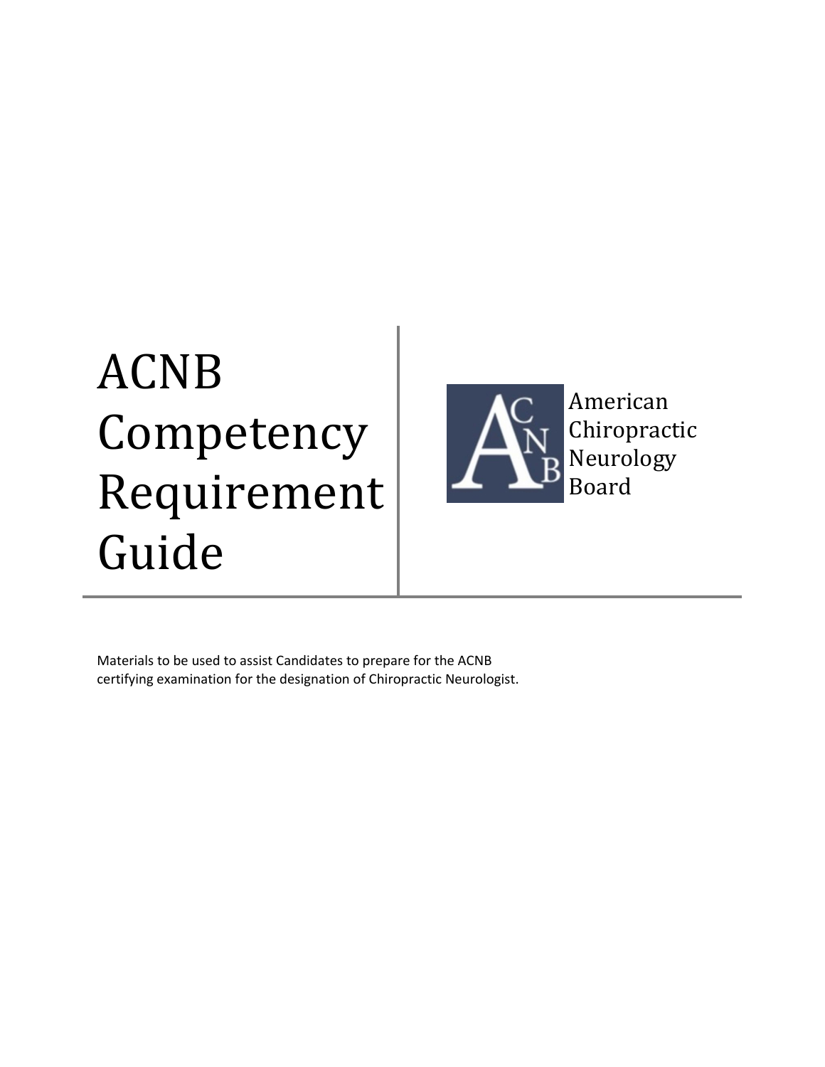# ACNB Competency Requirement Guide

American Chiropractic Neurology Board

Materials to be used to assist Candidates to prepare for the ACNB certifying examination for the designation of Chiropractic Neurologist.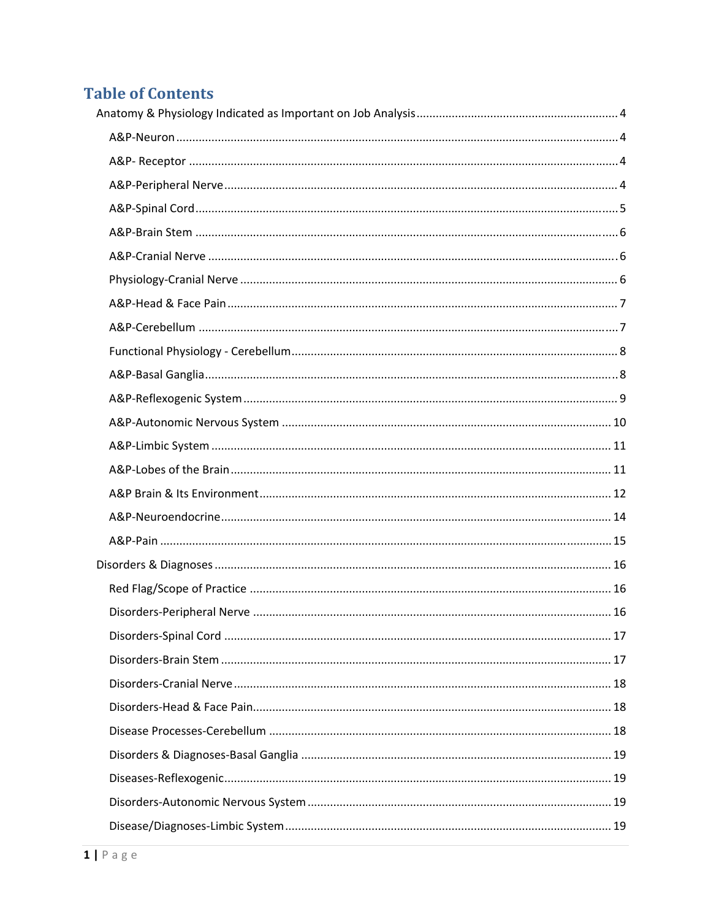# Table of Contents

- Anatomy & Physiology Indicated as Important on Job Analysis ..... 4
  - A&P-Neuron ..... 4
  - A&P- Receptor ..... 4
  - A&P-Peripheral Nerve ..... 4
  - A&P-Spinal Cord ..... 5
  - A&P-Brain Stem ..... 6
  - A&P-Cranial Nerve ..... 6
  - Physiology-Cranial Nerve ..... 6
  - A&P-Head & Face Pain ..... 7
  - A&P-Cerebellum ..... 7
  - Functional Physiology - Cerebellum ..... 8
  - A&P-Basal Ganglia ..... 8
  - A&P-Reflexogenic System ..... 9
  - A&P-Autonomic Nervous System ..... 10
  - A&P-Limbic System ..... 11
  - A&P-Lobes of the Brain ..... 11
  - A&P Brain & Its Environment ..... 12
  - A&P-Neuroendocrine ..... 14
  - A&P-Pain ..... 15
- Disorders & Diagnoses ..... 16
  - Red Flag/Scope of Practice ..... 16
  - Disorders-Peripheral Nerve ..... 16
  - Disorders-Spinal Cord ..... 17
  - Disorders-Brain Stem ..... 17
  - Disorders-Cranial Nerve ..... 18
  - Disorders-Head & Face Pain ..... 18
  - Disease Processes-Cerebellum ..... 18
  - Disorders & Diagnoses-Basal Ganglia ..... 19
  - Diseases-Reflexogenic ..... 19
  - Disorders-Autonomic Nervous System ..... 19
  - Disease/Diagnoses-Limbic System ..... 19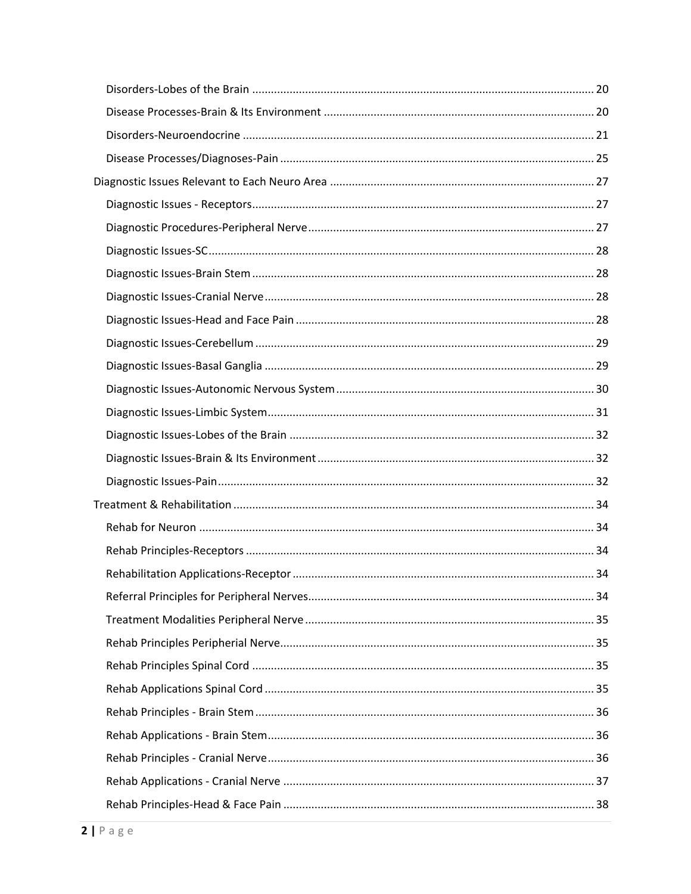- Disorders-Lobes of the Brain ........ 20
- Disease Processes-Brain & Its Environment ........ 20
- Disorders-Neuroendocrine ........ 21
- Disease Processes/Diagnoses-Pain ........ 25

Diagnostic Issues Relevant to Each Neuro Area ........ 27

- Diagnostic Issues - Receptors ........ 27
- Diagnostic Procedures-Peripheral Nerve ........ 27
- Diagnostic Issues-SC ........ 28
- Diagnostic Issues-Brain Stem ........ 28
- Diagnostic Issues-Cranial Nerve ........ 28
- Diagnostic Issues-Head and Face Pain ........ 28
- Diagnostic Issues-Cerebellum ........ 29
- Diagnostic Issues-Basal Ganglia ........ 29
- Diagnostic Issues-Autonomic Nervous System ........ 30
- Diagnostic Issues-Limbic System ........ 31
- Diagnostic Issues-Lobes of the Brain ........ 32
- Diagnostic Issues-Brain & Its Environment ........ 32
- Diagnostic Issues-Pain ........ 32

Treatment & Rehabilitation ........ 34

- Rehab for Neuron ........ 34
- Rehab Principles-Receptors ........ 34
- Rehabilitation Applications-Receptor ........ 34
- Referral Principles for Peripheral Nerves ........ 34
- Treatment Modalities Peripheral Nerve ........ 35
- Rehab Principles Peripherial Nerve ........ 35
- Rehab Principles Spinal Cord ........ 35
- Rehab Applications Spinal Cord ........ 35
- Rehab Principles - Brain Stem ........ 36
- Rehab Applications - Brain Stem ........ 36
- Rehab Principles - Cranial Nerve ........ 36
- Rehab Applications - Cranial Nerve ........ 37
- Rehab Principles-Head & Face Pain ........ 38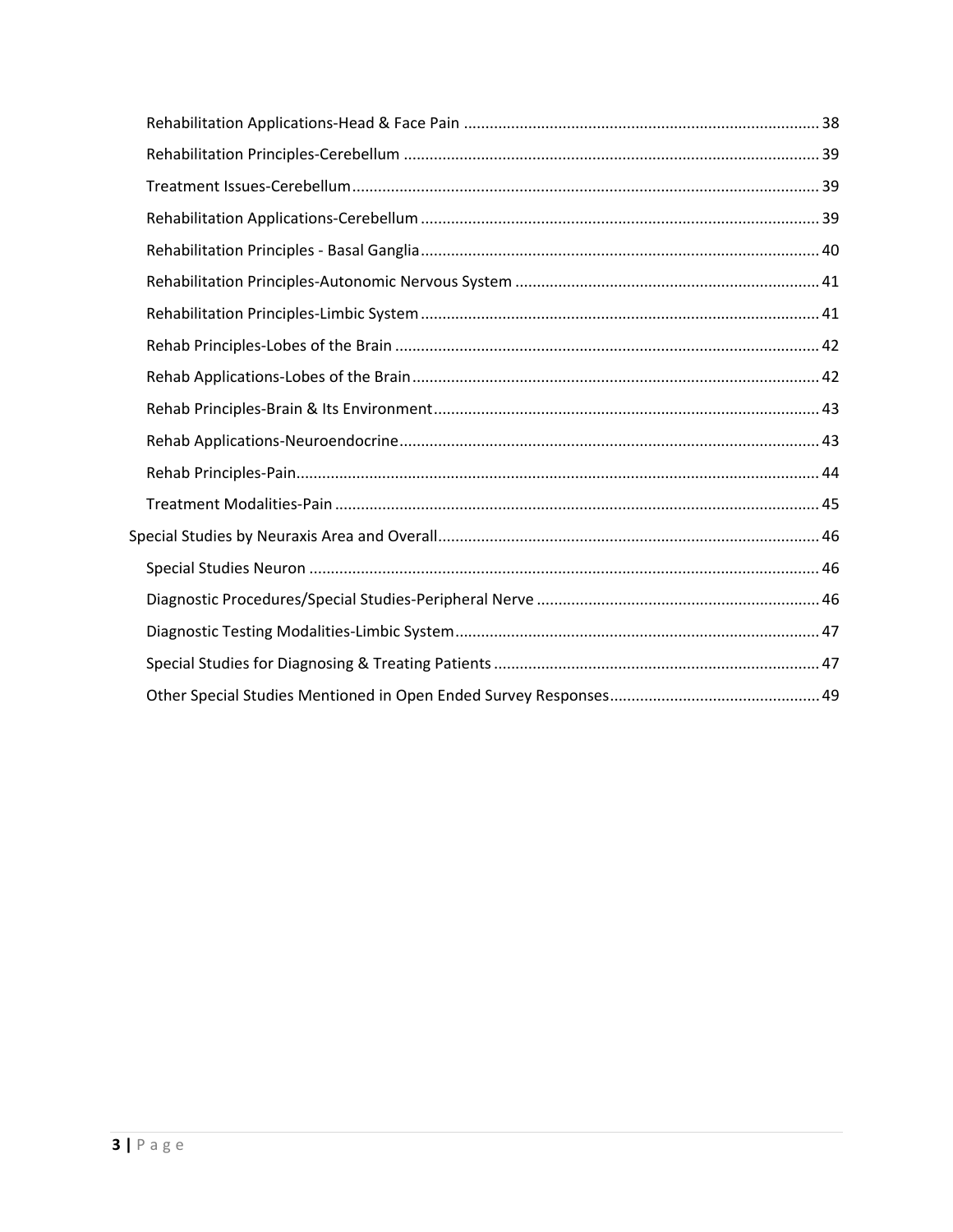- Rehabilitation Applications-Head & Face Pain ........................................ 38
- Rehabilitation Principles-Cerebellum ........................................ 39
- Treatment Issues-Cerebellum ........................................ 39
- Rehabilitation Applications-Cerebellum ........................................ 39
- Rehabilitation Principles - Basal Ganglia ........................................ 40
- Rehabilitation Principles-Autonomic Nervous System ........................................ 41
- Rehabilitation Principles-Limbic System ........................................ 41
- Rehab Principles-Lobes of the Brain ........................................ 42
- Rehab Applications-Lobes of the Brain ........................................ 42
- Rehab Principles-Brain & Its Environment ........................................ 43
- Rehab Applications-Neuroendocrine ........................................ 43
- Rehab Principles-Pain ........................................ 44
- Treatment Modalities-Pain ........................................ 45

Special Studies by Neuraxis Area and Overall ........................................ 46

- Special Studies Neuron ........................................ 46
- Diagnostic Procedures/Special Studies-Peripheral Nerve ........................................ 46
- Diagnostic Testing Modalities-Limbic System ........................................ 47
- Special Studies for Diagnosing & Treating Patients ........................................ 47
- Other Special Studies Mentioned in Open Ended Survey Responses ........................................ 49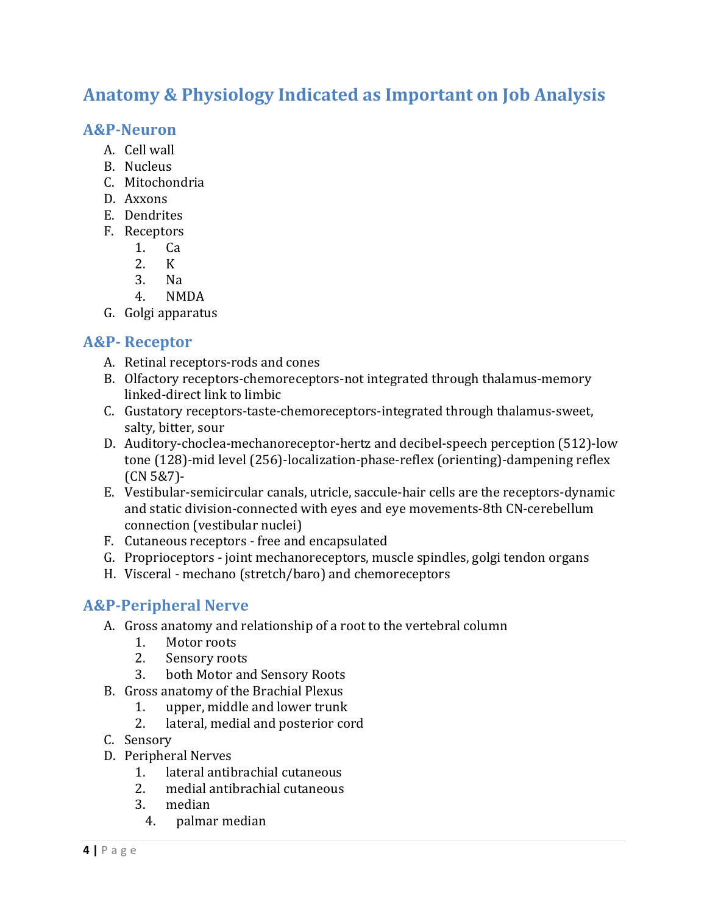# Anatomy & Physiology Indicated as Important on Job Analysis

## A&P-Neuron

A. Cell wall
B. Nucleus
C. Mitochondria
D. Axxons
E. Dendrites
F. Receptors
   1. Ca
   2. K
   3. Na
   4. NMDA
G. Golgi apparatus

## A&P- Receptor

A. Retinal receptors-rods and cones
B. Olfactory receptors-chemoreceptors-not integrated through thalamus-memory linked-direct link to limbic
C. Gustatory receptors-taste-chemoreceptors-integrated through thalamus-sweet, salty, bitter, sour
D. Auditory-choclea-mechanoreceptor-hertz and decibel-speech perception (512)-low tone (128)-mid level (256)-localization-phase-reflex (orienting)-dampening reflex (CN 5&7)-
E. Vestibular-semicircular canals, utricle, saccule-hair cells are the receptors-dynamic and static division-connected with eyes and eye movements-8th CN-cerebellum connection (vestibular nuclei)
F. Cutaneous receptors - free and encapsulated
G. Proprioceptors - joint mechanoreceptors, muscle spindles, golgi tendon organs
H. Visceral - mechano (stretch/baro) and chemoreceptors

## A&P-Peripheral Nerve

A. Gross anatomy and relationship of a root to the vertebral column
   1. Motor roots
   2. Sensory roots
   3. both Motor and Sensory Roots
B. Gross anatomy of the Brachial Plexus
   1. upper, middle and lower trunk
   2. lateral, medial and posterior cord
C. Sensory
D. Peripheral Nerves
   1. lateral antibrachial cutaneous
   2. medial antibrachial cutaneous
   3. median
   4. palmar median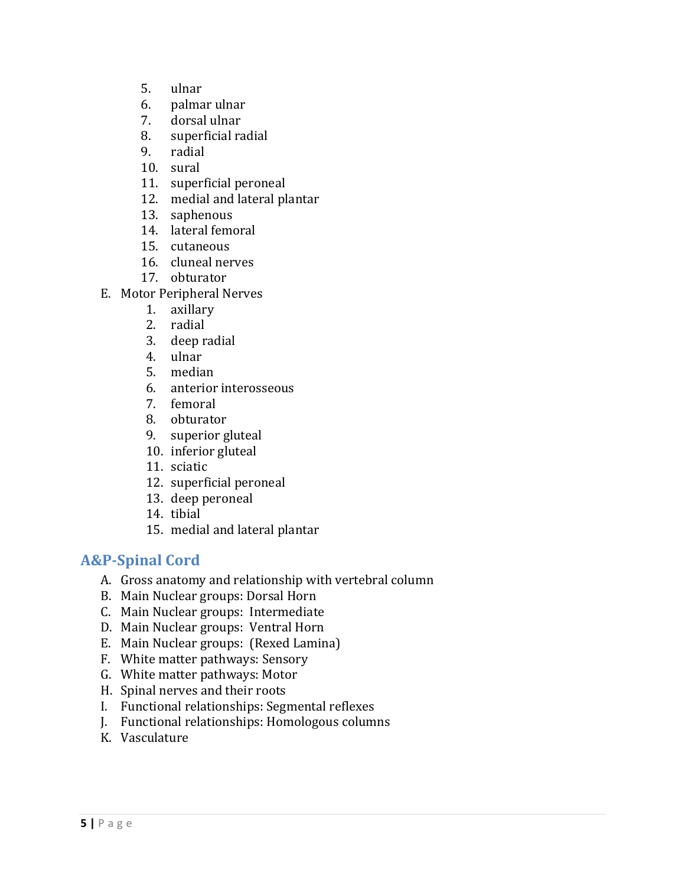5. ulnar
6. palmar ulnar
7. dorsal ulnar
8. superficial radial
9. radial
10. sural
11. superficial peroneal
12. medial and lateral plantar
13. saphenous
14. lateral femoral
15. cutaneous
16. cluneal nerves
17. obturator

E. Motor Peripheral Nerves
   1. axillary
   2. radial
   3. deep radial
   4. ulnar
   5. median
   6. anterior interosseous
   7. femoral
   8. obturator
   9. superior gluteal
   10. inferior gluteal
   11. sciatic
   12. superficial peroneal
   13. deep peroneal
   14. tibial
   15. medial and lateral plantar

## A&P-Spinal Cord

A. Gross anatomy and relationship with vertebral column
B. Main Nuclear groups: Dorsal Horn
C. Main Nuclear groups: Intermediate
D. Main Nuclear groups: Ventral Horn
E. Main Nuclear groups: (Rexed Lamina)
F. White matter pathways: Sensory
G. White matter pathways: Motor
H. Spinal nerves and their roots
I. Functional relationships: Segmental reflexes
J. Functional relationships: Homologous columns
K. Vasculature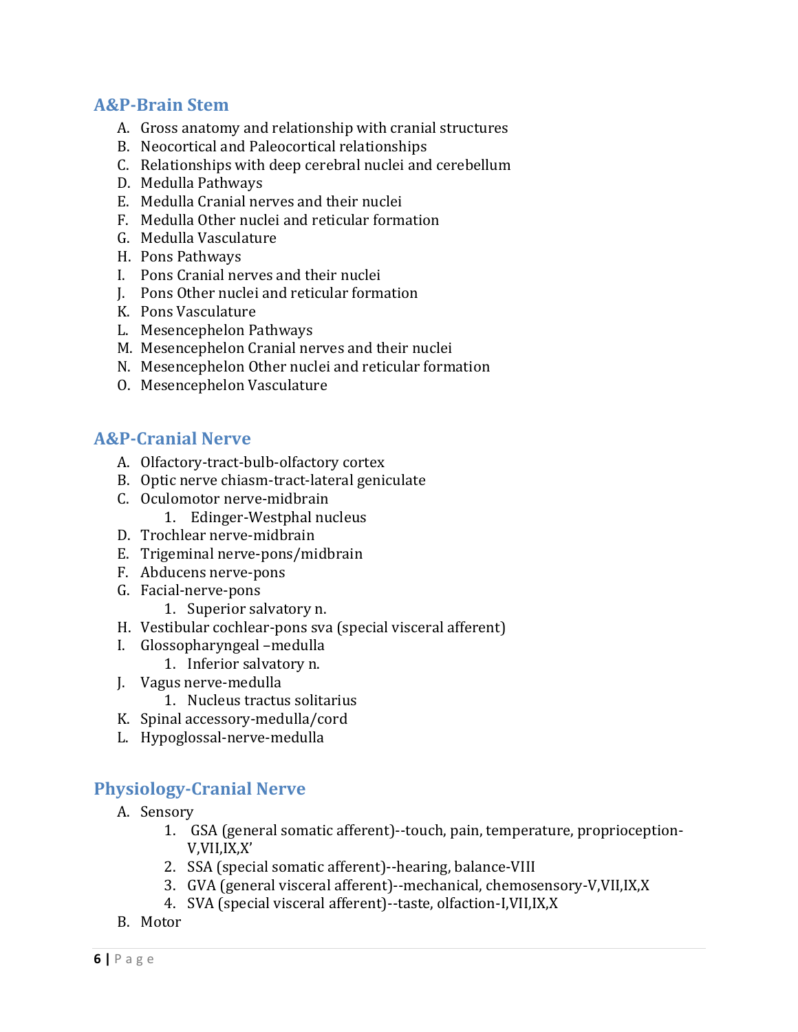## A&P-Brain Stem

A. Gross anatomy and relationship with cranial structures
B. Neocortical and Paleocortical relationships
C. Relationships with deep cerebral nuclei and cerebellum
D. Medulla Pathways
E. Medulla Cranial nerves and their nuclei
F. Medulla Other nuclei and reticular formation
G. Medulla Vasculature
H. Pons Pathways
I. Pons Cranial nerves and their nuclei
J. Pons Other nuclei and reticular formation
K. Pons Vasculature
L. Mesencephelon Pathways
M. Mesencephelon Cranial nerves and their nuclei
N. Mesencephelon Other nuclei and reticular formation
O. Mesencephelon Vasculature

## A&P-Cranial Nerve

A. Olfactory-tract-bulb-olfactory cortex
B. Optic nerve chiasm-tract-lateral geniculate
C. Oculomotor nerve-midbrain
    1. Edinger-Westphal nucleus
D. Trochlear nerve-midbrain
E. Trigeminal nerve-pons/midbrain
F. Abducens nerve-pons
G. Facial-nerve-pons
    1. Superior salvatory n.
H. Vestibular cochlear-pons sva (special visceral afferent)
I. Glossopharyngeal –medulla
    1. Inferior salvatory n.
J. Vagus nerve-medulla
    1. Nucleus tractus solitarius
K. Spinal accessory-medulla/cord
L. Hypoglossal-nerve-medulla

## Physiology-Cranial Nerve

A. Sensory
    1. GSA (general somatic afferent)--touch, pain, temperature, proprioception-V,VII,IX,X'
    2. SSA (special somatic afferent)--hearing, balance-VIII
    3. GVA (general visceral afferent)--mechanical, chemosensory-V,VII,IX,X
    4. SVA (special visceral afferent)--taste, olfaction-I,VII,IX,X
B. Motor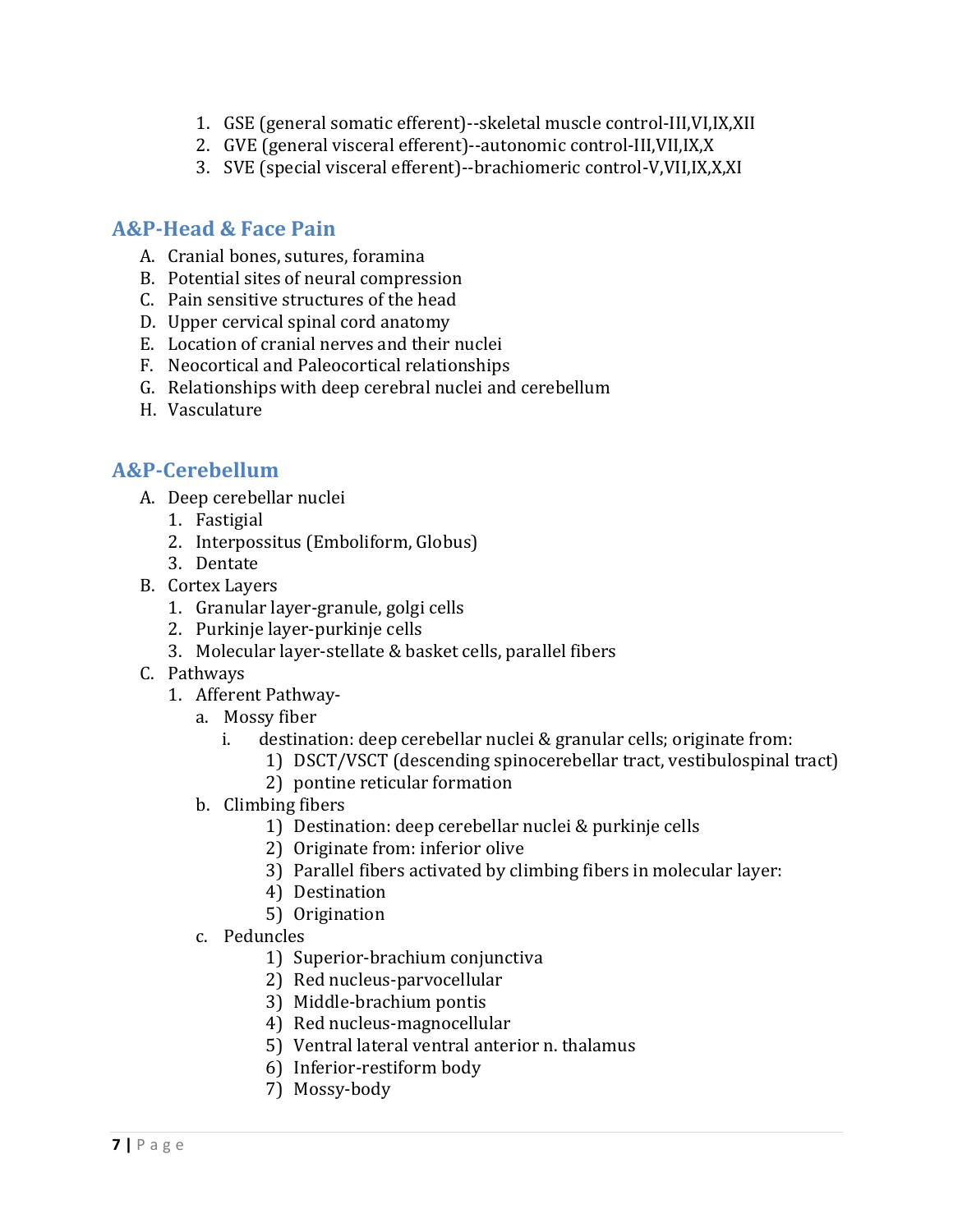1. GSE (general somatic efferent)--skeletal muscle control-III,VI,IX,XII
2. GVE (general visceral efferent)--autonomic control-III,VII,IX,X
3. SVE (special visceral efferent)--brachiomeric control-V,VII,IX,X,XI

## A&P-Head & Face Pain

A. Cranial bones, sutures, foramina
B. Potential sites of neural compression
C. Pain sensitive structures of the head
D. Upper cervical spinal cord anatomy
E. Location of cranial nerves and their nuclei
F. Neocortical and Paleocortical relationships
G. Relationships with deep cerebral nuclei and cerebellum
H. Vasculature

## A&P-Cerebellum

A. Deep cerebellar nuclei
   1. Fastigial
   2. Interpossitus (Emboliform, Globus)
   3. Dentate
B. Cortex Layers
   1. Granular layer-granule, golgi cells
   2. Purkinje layer-purkinje cells
   3. Molecular layer-stellate & basket cells, parallel fibers
C. Pathways
   1. Afferent Pathway-
      a. Mossy fiber
         i. destination: deep cerebellar nuclei & granular cells; originate from:
            1) DSCT/VSCT (descending spinocerebellar tract, vestibulospinal tract)
            2) pontine reticular formation
      b. Climbing fibers
         1) Destination: deep cerebellar nuclei & purkinje cells
         2) Originate from: inferior olive
         3) Parallel fibers activated by climbing fibers in molecular layer:
         4) Destination
         5) Origination
      c. Peduncles
         1) Superior-brachium conjunctiva
         2) Red nucleus-parvocellular
         3) Middle-brachium pontis
         4) Red nucleus-magnocellular
         5) Ventral lateral ventral anterior n. thalamus
         6) Inferior-restiform body
         7) Mossy-body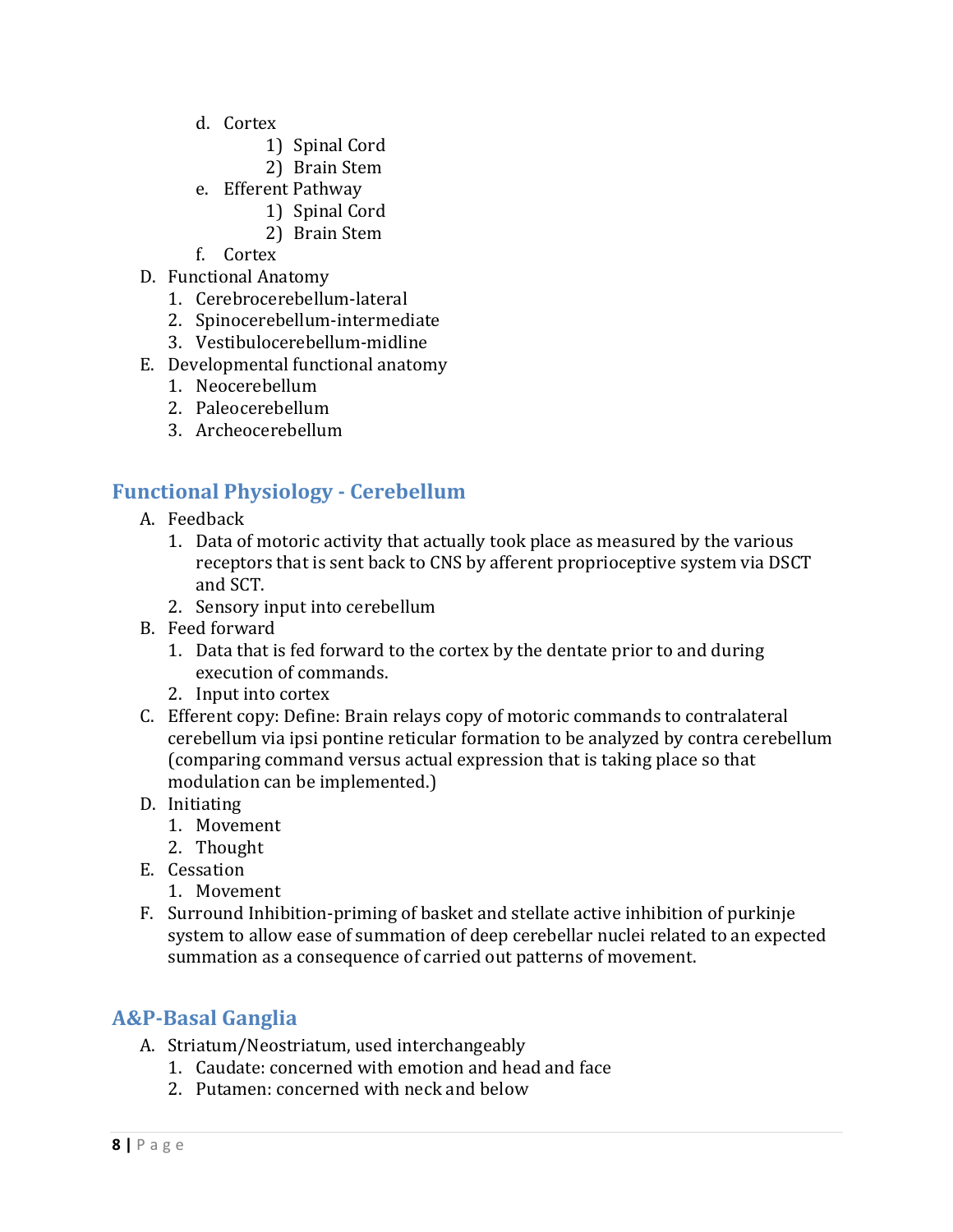d. Cortex
   1) Spinal Cord
   2) Brain Stem
e. Efferent Pathway
   1) Spinal Cord
   2) Brain Stem
f. Cortex

D. Functional Anatomy
   1. Cerebrocerebellum-lateral
   2. Spinocerebellum-intermediate
   3. Vestibulocerebellum-midline
E. Developmental functional anatomy
   1. Neocerebellum
   2. Paleocerebellum
   3. Archeocerebellum

## Functional Physiology - Cerebellum

A. Feedback
   1. Data of motoric activity that actually took place as measured by the various receptors that is sent back to CNS by afferent proprioceptive system via DSCT and SCT.
   2. Sensory input into cerebellum
B. Feed forward
   1. Data that is fed forward to the cortex by the dentate prior to and during execution of commands.
   2. Input into cortex
C. Efferent copy: Define: Brain relays copy of motoric commands to contralateral cerebellum via ipsi pontine reticular formation to be analyzed by contra cerebellum (comparing command versus actual expression that is taking place so that modulation can be implemented.)
D. Initiating
   1. Movement
   2. Thought
E. Cessation
   1. Movement
F. Surround Inhibition-priming of basket and stellate active inhibition of purkinje system to allow ease of summation of deep cerebellar nuclei related to an expected summation as a consequence of carried out patterns of movement.

## A&P-Basal Ganglia

A. Striatum/Neostriatum, used interchangeably
   1. Caudate: concerned with emotion and head and face
   2. Putamen: concerned with neck and below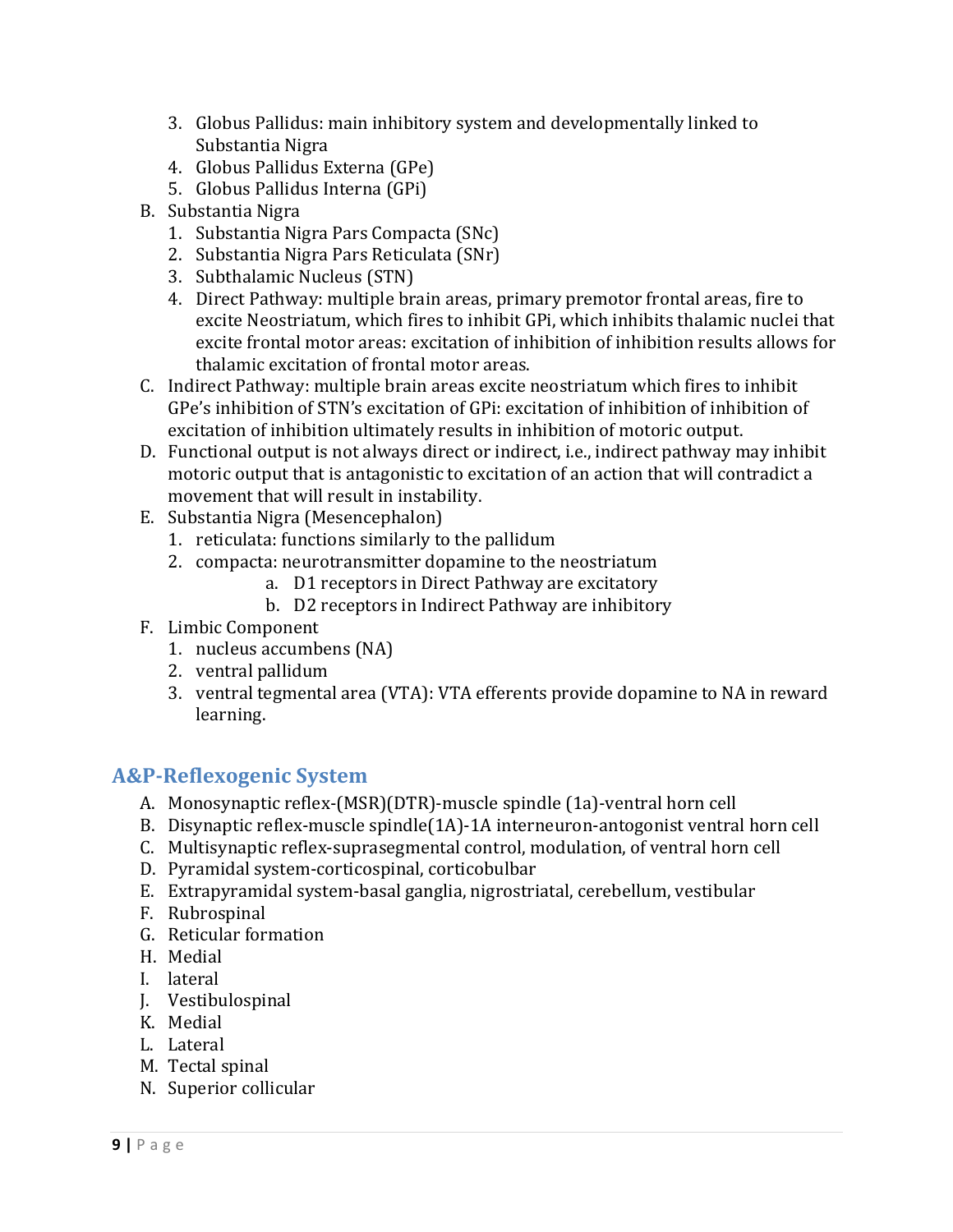3. Globus Pallidus: main inhibitory system and developmentally linked to Substantia Nigra
4. Globus Pallidus Externa (GPe)
5. Globus Pallidus Interna (GPi)

B. Substantia Nigra
   1. Substantia Nigra Pars Compacta (SNc)
   2. Substantia Nigra Pars Reticulata (SNr)
   3. Subthalamic Nucleus (STN)
   4. Direct Pathway: multiple brain areas, primary premotor frontal areas, fire to excite Neostriatum, which fires to inhibit GPi, which inhibits thalamic nuclei that excite frontal motor areas: excitation of inhibition of inhibition results allows for thalamic excitation of frontal motor areas.

C. Indirect Pathway: multiple brain areas excite neostriatum which fires to inhibit GPe's inhibition of STN's excitation of GPi: excitation of inhibition of inhibition of excitation of inhibition ultimately results in inhibition of motoric output.

D. Functional output is not always direct or indirect, i.e., indirect pathway may inhibit motoric output that is antagonistic to excitation of an action that will contradict a movement that will result in instability.

E. Substantia Nigra (Mesencephalon)
   1. reticulata: functions similarly to the pallidum
   2. compacta: neurotransmitter dopamine to the neostriatum
      a. D1 receptors in Direct Pathway are excitatory
      b. D2 receptors in Indirect Pathway are inhibitory

F. Limbic Component
   1. nucleus accumbens (NA)
   2. ventral pallidum
   3. ventral tegmental area (VTA): VTA efferents provide dopamine to NA in reward learning.

## A&P-Reflexogenic System

A. Monosynaptic reflex-(MSR)(DTR)-muscle spindle (1a)-ventral horn cell
B. Disynaptic reflex-muscle spindle(1A)-1A interneuron-antogonist ventral horn cell
C. Multisynaptic reflex-suprasegmental control, modulation, of ventral horn cell
D. Pyramidal system-corticospinal, corticobulbar
E. Extrapyramidal system-basal ganglia, nigrostriatal, cerebellum, vestibular
F. Rubrospinal
G. Reticular formation
H. Medial
I. lateral
J. Vestibulospinal
K. Medial
L. Lateral
M. Tectal spinal
N. Superior collicular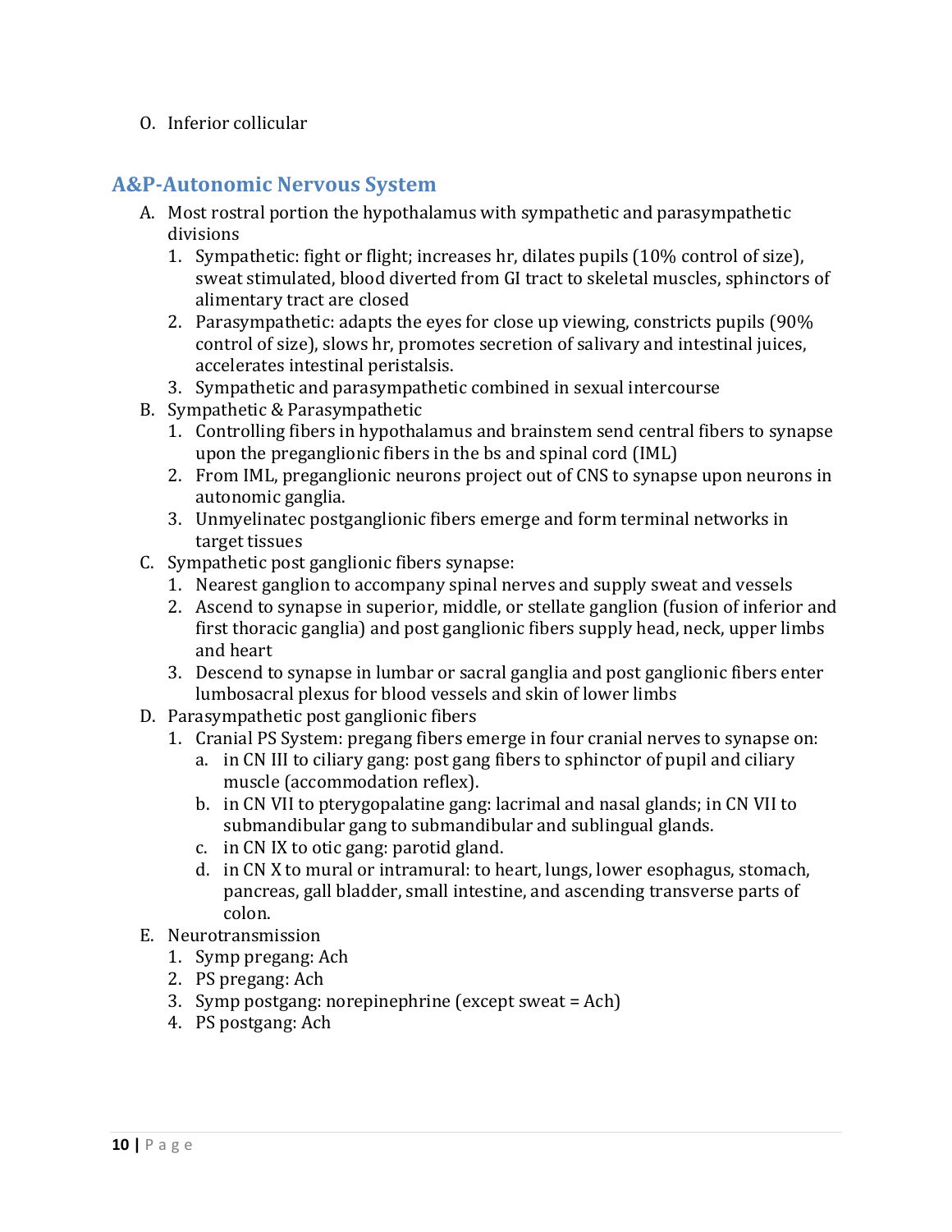O. Inferior collicular

## A&P-Autonomic Nervous System

A. Most rostral portion the hypothalamus with sympathetic and parasympathetic divisions
   1. Sympathetic: fight or flight; increases hr, dilates pupils (10% control of size), sweat stimulated, blood diverted from GI tract to skeletal muscles, sphinctors of alimentary tract are closed
   2. Parasympathetic: adapts the eyes for close up viewing, constricts pupils (90% control of size), slows hr, promotes secretion of salivary and intestinal juices, accelerates intestinal peristalsis.
   3. Sympathetic and parasympathetic combined in sexual intercourse
B. Sympathetic & Parasympathetic
   1. Controlling fibers in hypothalamus and brainstem send central fibers to synapse upon the preganglionic fibers in the bs and spinal cord (IML)
   2. From IML, preganglionic neurons project out of CNS to synapse upon neurons in autonomic ganglia.
   3. Unmyelinatec postganglionic fibers emerge and form terminal networks in target tissues
C. Sympathetic post ganglionic fibers synapse:
   1. Nearest ganglion to accompany spinal nerves and supply sweat and vessels
   2. Ascend to synapse in superior, middle, or stellate ganglion (fusion of inferior and first thoracic ganglia) and post ganglionic fibers supply head, neck, upper limbs and heart
   3. Descend to synapse in lumbar or sacral ganglia and post ganglionic fibers enter lumbosacral plexus for blood vessels and skin of lower limbs
D. Parasympathetic post ganglionic fibers
   1. Cranial PS System: pregang fibers emerge in four cranial nerves to synapse on:
      a. in CN III to ciliary gang: post gang fibers to sphinctor of pupil and ciliary muscle (accommodation reflex).
      b. in CN VII to pterygopalatine gang: lacrimal and nasal glands; in CN VII to submandibular gang to submandibular and sublingual glands.
      c. in CN IX to otic gang: parotid gland.
      d. in CN X to mural or intramural: to heart, lungs, lower esophagus, stomach, pancreas, gall bladder, small intestine, and ascending transverse parts of colon.
E. Neurotransmission
   1. Symp pregang: Ach
   2. PS pregang: Ach
   3. Symp postgang: norepinephrine (except sweat = Ach)
   4. PS postgang: Ach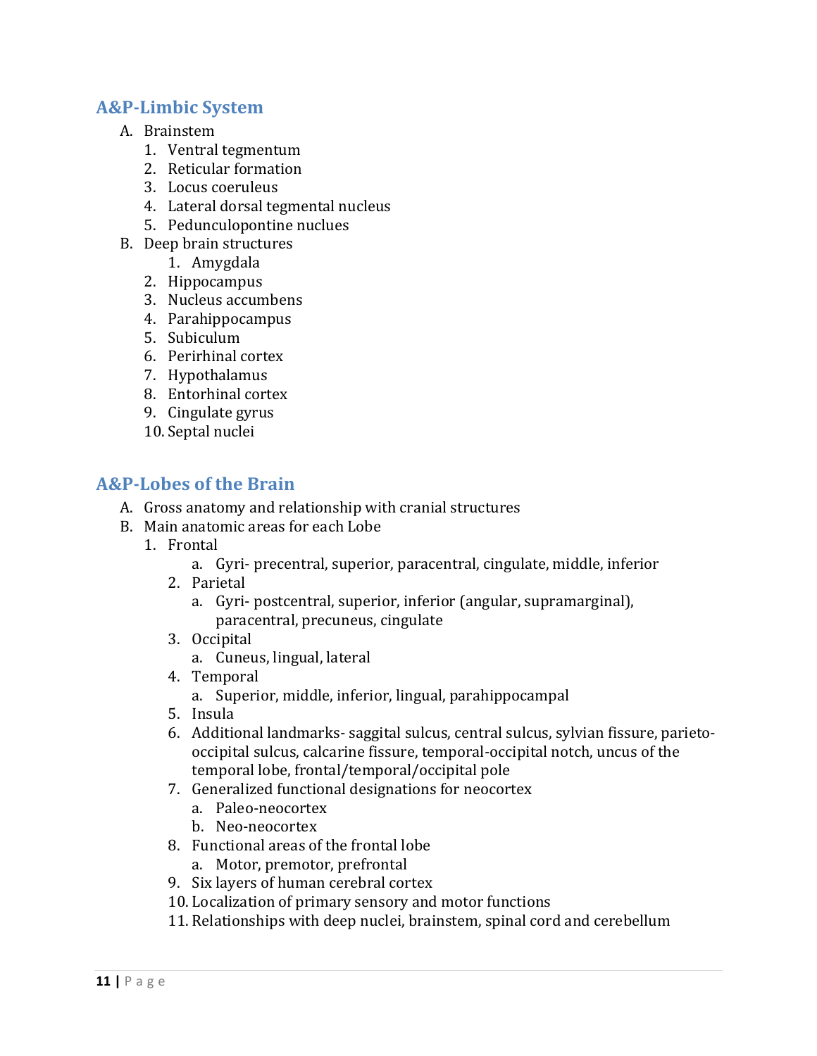## A&P-Limbic System

A. Brainstem
   1. Ventral tegmentum
   2. Reticular formation
   3. Locus coeruleus
   4. Lateral dorsal tegmental nucleus
   5. Pedunculopontine nuclues
B. Deep brain structures
   1. Amygdala
   2. Hippocampus
   3. Nucleus accumbens
   4. Parahippocampus
   5. Subiculum
   6. Perirhinal cortex
   7. Hypothalamus
   8. Entorhinal cortex
   9. Cingulate gyrus
   10. Septal nuclei

## A&P-Lobes of the Brain

A. Gross anatomy and relationship with cranial structures
B. Main anatomic areas for each Lobe
   1. Frontal
      a. Gyri- precentral, superior, paracentral, cingulate, middle, inferior
   2. Parietal
      a. Gyri- postcentral, superior, inferior (angular, supramarginal), paracentral, precuneus, cingulate
   3. Occipital
      a. Cuneus, lingual, lateral
   4. Temporal
      a. Superior, middle, inferior, lingual, parahippocampal
   5. Insula
   6. Additional landmarks- saggital sulcus, central sulcus, sylvian fissure, parieto-occipital sulcus, calcarine fissure, temporal-occipital notch, uncus of the temporal lobe, frontal/temporal/occipital pole
   7. Generalized functional designations for neocortex
      a. Paleo-neocortex
      b. Neo-neocortex
   8. Functional areas of the frontal lobe
      a. Motor, premotor, prefrontal
   9. Six layers of human cerebral cortex
   10. Localization of primary sensory and motor functions
   11. Relationships with deep nuclei, brainstem, spinal cord and cerebellum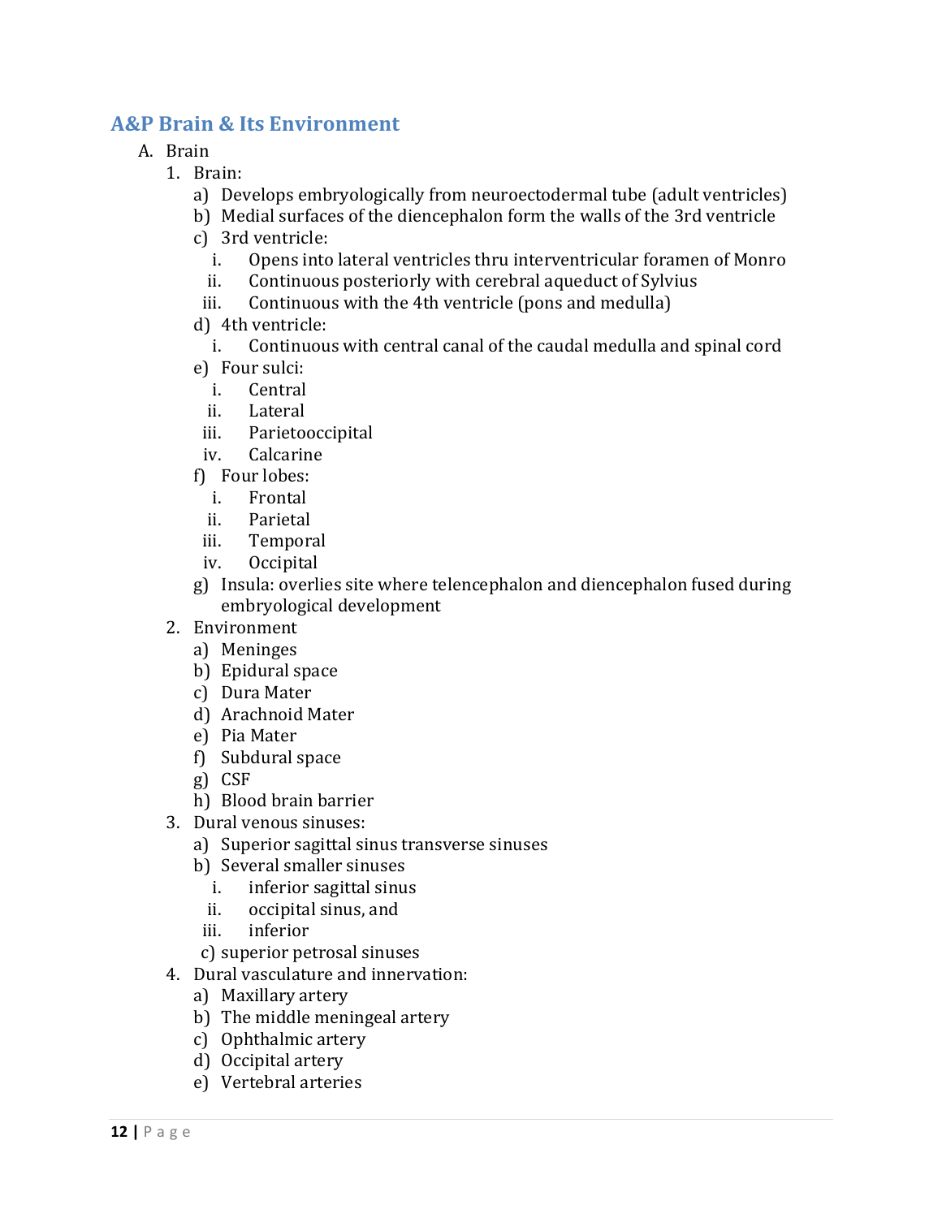## A&P Brain & Its Environment

A. Brain
   1. Brain:
      a) Develops embryologically from neuroectodermal tube (adult ventricles)
      b) Medial surfaces of the diencephalon form the walls of the 3rd ventricle
      c) 3rd ventricle:
         i. Opens into lateral ventricles thru interventricular foramen of Monro
         ii. Continuous posteriorly with cerebral aqueduct of Sylvius
         iii. Continuous with the 4th ventricle (pons and medulla)
      d) 4th ventricle:
         i. Continuous with central canal of the caudal medulla and spinal cord
      e) Four sulci:
         i. Central
         ii. Lateral
         iii. Parietooccipital
         iv. Calcarine
      f) Four lobes:
         i. Frontal
         ii. Parietal
         iii. Temporal
         iv. Occipital
      g) Insula: overlies site where telencephalon and diencephalon fused during embryological development
   2. Environment
      a) Meninges
      b) Epidural space
      c) Dura Mater
      d) Arachnoid Mater
      e) Pia Mater
      f) Subdural space
      g) CSF
      h) Blood brain barrier
   3. Dural venous sinuses:
      a) Superior sagittal sinus transverse sinuses
      b) Several smaller sinuses
         i. inferior sagittal sinus
         ii. occipital sinus, and
         iii. inferior
      c) superior petrosal sinuses
   4. Dural vasculature and innervation:
      a) Maxillary artery
      b) The middle meningeal artery
      c) Ophthalmic artery
      d) Occipital artery
      e) Vertebral arteries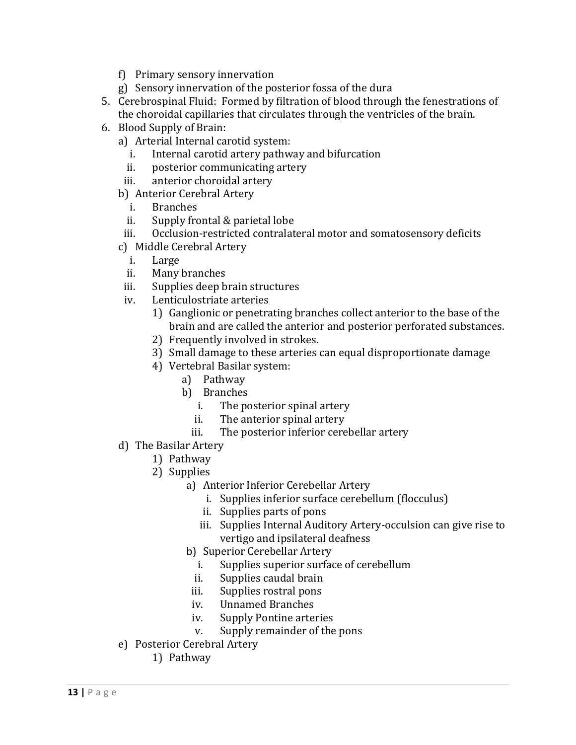f) Primary sensory innervation
g) Sensory innervation of the posterior fossa of the dura

5. Cerebrospinal Fluid: Formed by filtration of blood through the fenestrations of the choroidal capillaries that circulates through the ventricles of the brain.
6. Blood Supply of Brain:
   a) Arterial Internal carotid system:
      i. Internal carotid artery pathway and bifurcation
      ii. posterior communicating artery
      iii. anterior choroidal artery
   b) Anterior Cerebral Artery
      i. Branches
      ii. Supply frontal & parietal lobe
      iii. Occlusion-restricted contralateral motor and somatosensory deficits
   c) Middle Cerebral Artery
      i. Large
      ii. Many branches
      iii. Supplies deep brain structures
      iv. Lenticulostriate arteries
         1) Ganglionic or penetrating branches collect anterior to the base of the brain and are called the anterior and posterior perforated substances.
         2) Frequently involved in strokes.
         3) Small damage to these arteries can equal disproportionate damage
         4) Vertebral Basilar system:
            a) Pathway
            b) Branches
               i. The posterior spinal artery
               ii. The anterior spinal artery
               iii. The posterior inferior cerebellar artery
   d) The Basilar Artery
      1) Pathway
      2) Supplies
         a) Anterior Inferior Cerebellar Artery
            i. Supplies inferior surface cerebellum (flocculus)
            ii. Supplies parts of pons
            iii. Supplies Internal Auditory Artery-occulsion can give rise to vertigo and ipsilateral deafness
         b) Superior Cerebellar Artery
            i. Supplies superior surface of cerebellum
            ii. Supplies caudal brain
            iii. Supplies rostral pons
            iv. Unnamed Branches
            iv. Supply Pontine arteries
            v. Supply remainder of the pons
   e) Posterior Cerebral Artery
      1) Pathway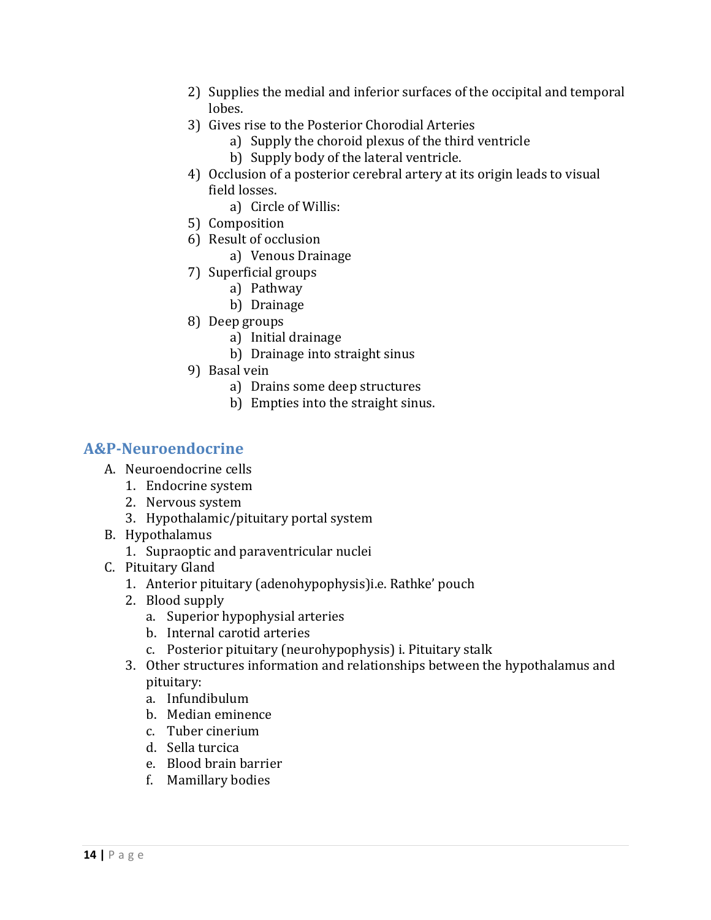2) Supplies the medial and inferior surfaces of the occipital and temporal lobes.
3) Gives rise to the Posterior Chorodial Arteries
    a) Supply the choroid plexus of the third ventricle
    b) Supply body of the lateral ventricle.
4) Occlusion of a posterior cerebral artery at its origin leads to visual field losses.
    a) Circle of Willis:
5) Composition
6) Result of occlusion
    a) Venous Drainage
7) Superficial groups
    a) Pathway
    b) Drainage
8) Deep groups
    a) Initial drainage
    b) Drainage into straight sinus
9) Basal vein
    a) Drains some deep structures
    b) Empties into the straight sinus.

## A&P-Neuroendocrine

A. Neuroendocrine cells
   1. Endocrine system
   2. Nervous system
   3. Hypothalamic/pituitary portal system
B. Hypothalamus
   1. Supraoptic and paraventricular nuclei
C. Pituitary Gland
   1. Anterior pituitary (adenohypophysis)i.e. Rathke' pouch
   2. Blood supply
      a. Superior hypophysial arteries
      b. Internal carotid arteries
      c. Posterior pituitary (neurohypophysis) i. Pituitary stalk
   3. Other structures information and relationships between the hypothalamus and pituitary:
      a. Infundibulum
      b. Median eminence
      c. Tuber cinerium
      d. Sella turcica
      e. Blood brain barrier
      f. Mamillary bodies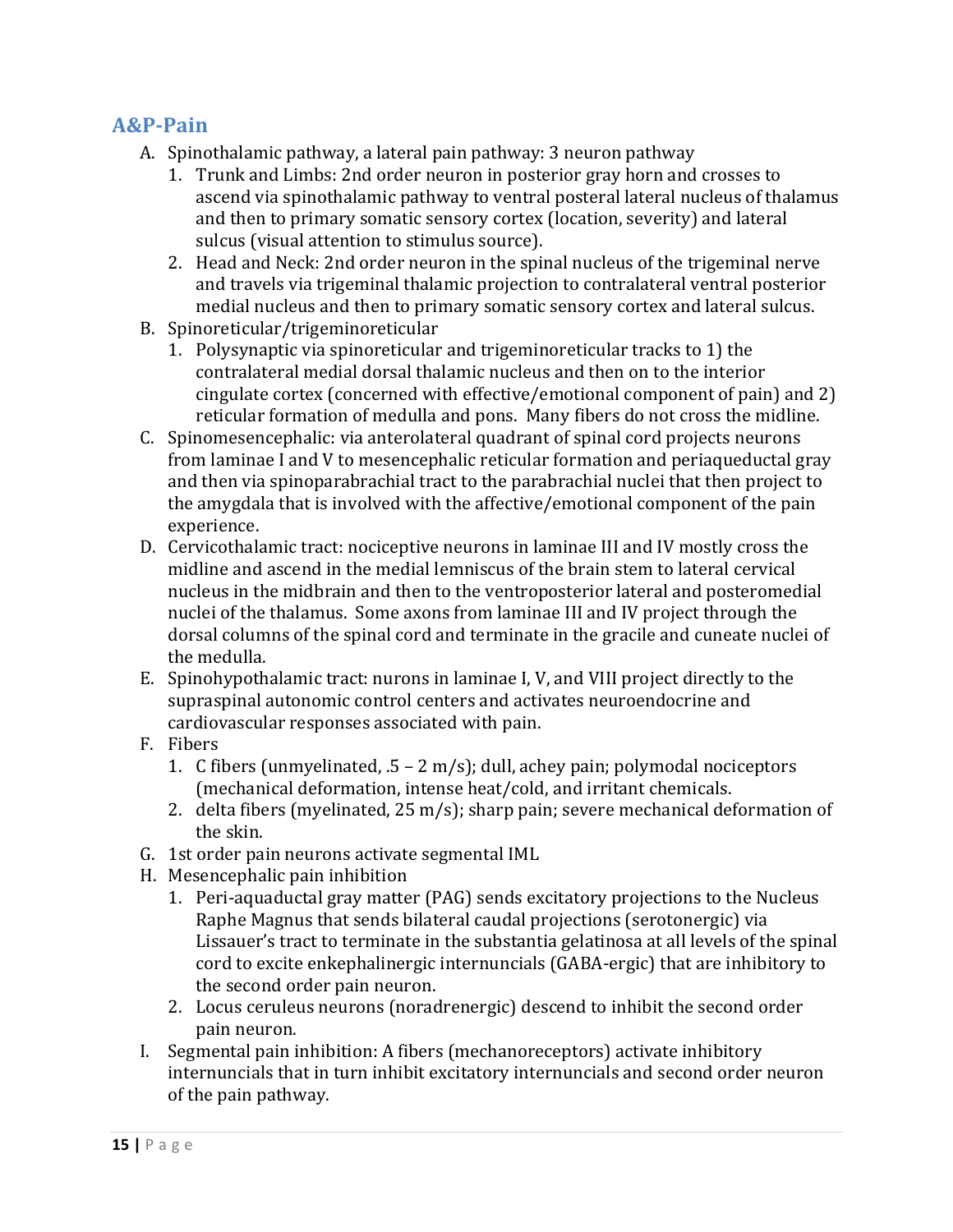## A&P-Pain

A. Spinothalamic pathway, a lateral pain pathway: 3 neuron pathway
   1. Trunk and Limbs: 2nd order neuron in posterior gray horn and crosses to ascend via spinothalamic pathway to ventral posteral lateral nucleus of thalamus and then to primary somatic sensory cortex (location, severity) and lateral sulcus (visual attention to stimulus source).
   2. Head and Neck: 2nd order neuron in the spinal nucleus of the trigeminal nerve and travels via trigeminal thalamic projection to contralateral ventral posterior medial nucleus and then to primary somatic sensory cortex and lateral sulcus.

B. Spinoreticular/trigeminoreticular
   1. Polysynaptic via spinoreticular and trigeminoreticular tracks to 1) the contralateral medial dorsal thalamic nucleus and then on to the interior cingulate cortex (concerned with effective/emotional component of pain) and 2) reticular formation of medulla and pons. Many fibers do not cross the midline.

C. Spinomesencephalic: via anterolateral quadrant of spinal cord projects neurons from laminae I and V to mesencephalic reticular formation and periaqueductal gray and then via spinoparabrachial tract to the parabrachial nuclei that then project to the amygdala that is involved with the affective/emotional component of the pain experience.

D. Cervicothalamic tract: nociceptive neurons in laminae III and IV mostly cross the midline and ascend in the medial lemniscus of the brain stem to lateral cervical nucleus in the midbrain and then to the ventroposterior lateral and posteromedial nuclei of the thalamus. Some axons from laminae III and IV project through the dorsal columns of the spinal cord and terminate in the gracile and cuneate nuclei of the medulla.

E. Spinohypothalamic tract: nurons in laminae I, V, and VIII project directly to the supraspinal autonomic control centers and activates neuroendocrine and cardiovascular responses associated with pain.

F. Fibers
   1. C fibers (unmyelinated, .5 – 2 m/s); dull, achey pain; polymodal nociceptors (mechanical deformation, intense heat/cold, and irritant chemicals.
   2. delta fibers (myelinated, 25 m/s); sharp pain; severe mechanical deformation of the skin.

G. 1st order pain neurons activate segmental IML

H. Mesencephalic pain inhibition
   1. Peri-aquaductal gray matter (PAG) sends excitatory projections to the Nucleus Raphe Magnus that sends bilateral caudal projections (serotonergic) via Lissauer's tract to terminate in the substantia gelatinosa at all levels of the spinal cord to excite enkephalinergic internuncials (GABA-ergic) that are inhibitory to the second order pain neuron.
   2. Locus ceruleus neurons (noradrenergic) descend to inhibit the second order pain neuron.

I. Segmental pain inhibition: A fibers (mechanoreceptors) activate inhibitory internuncials that in turn inhibit excitatory internuncials and second order neuron of the pain pathway.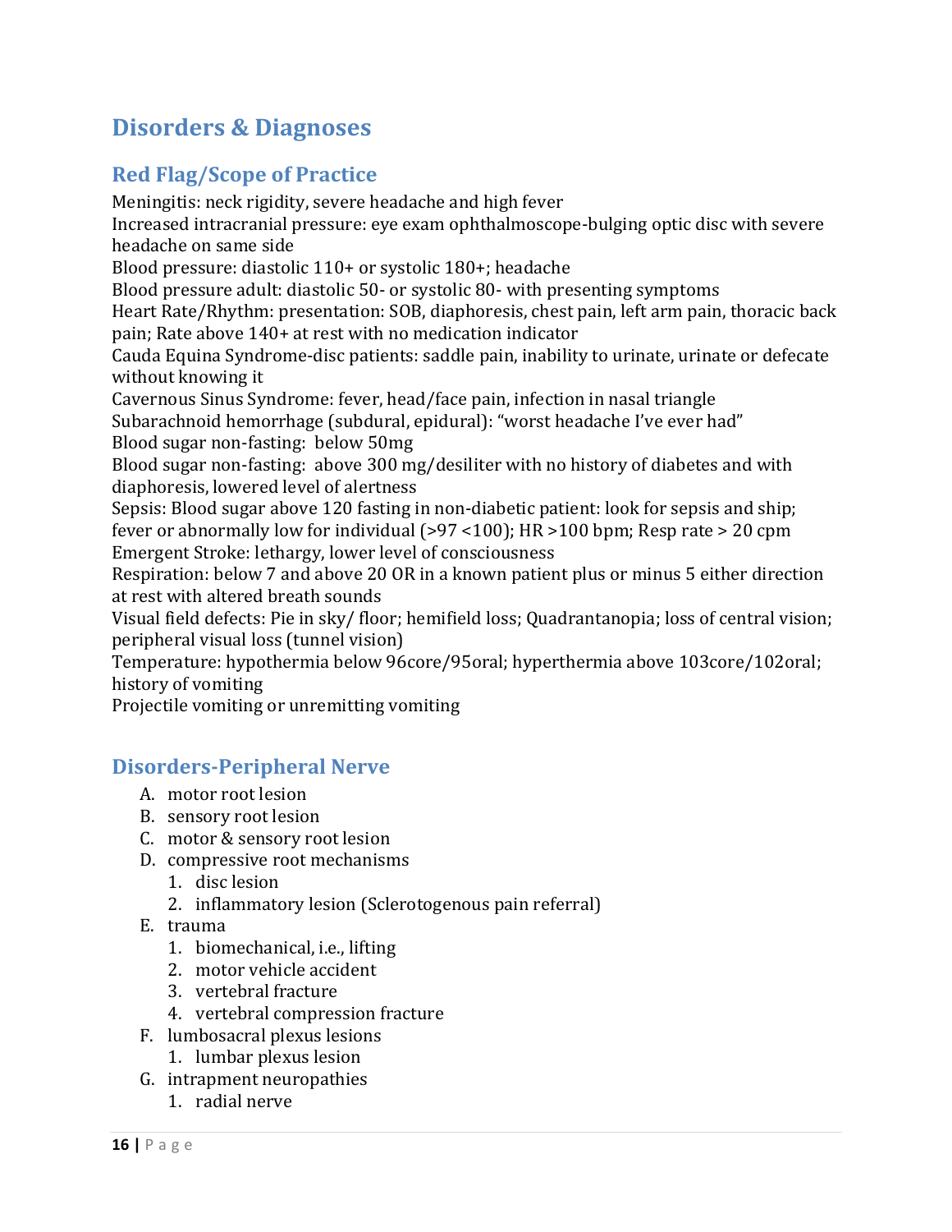# Disorders & Diagnoses

## Red Flag/Scope of Practice

Meningitis: neck rigidity, severe headache and high fever
Increased intracranial pressure: eye exam ophthalmoscope-bulging optic disc with severe headache on same side
Blood pressure: diastolic 110+ or systolic 180+; headache
Blood pressure adult: diastolic 50- or systolic 80- with presenting symptoms
Heart Rate/Rhythm: presentation: SOB, diaphoresis, chest pain, left arm pain, thoracic back pain; Rate above 140+ at rest with no medication indicator
Cauda Equina Syndrome-disc patients: saddle pain, inability to urinate, urinate or defecate without knowing it
Cavernous Sinus Syndrome: fever, head/face pain, infection in nasal triangle
Subarachnoid hemorrhage (subdural, epidural): "worst headache I've ever had"
Blood sugar non-fasting: below 50mg
Blood sugar non-fasting: above 300 mg/desiliter with no history of diabetes and with diaphoresis, lowered level of alertness
Sepsis: Blood sugar above 120 fasting in non-diabetic patient: look for sepsis and ship; fever or abnormally low for individual (>97 <100); HR >100 bpm; Resp rate > 20 cpm
Emergent Stroke: lethargy, lower level of consciousness
Respiration: below 7 and above 20 OR in a known patient plus or minus 5 either direction at rest with altered breath sounds
Visual field defects: Pie in sky/ floor; hemifield loss; Quadrantanopia; loss of central vision; peripheral visual loss (tunnel vision)
Temperature: hypothermia below 96core/95oral; hyperthermia above 103core/102oral; history of vomiting
Projectile vomiting or unremitting vomiting

## Disorders-Peripheral Nerve

A. motor root lesion
B. sensory root lesion
C. motor & sensory root lesion
D. compressive root mechanisms
   1. disc lesion
   2. inflammatory lesion (Sclerotogenous pain referral)
E. trauma
   1. biomechanical, i.e., lifting
   2. motor vehicle accident
   3. vertebral fracture
   4. vertebral compression fracture
F. lumbosacral plexus lesions
   1. lumbar plexus lesion
G. intrapment neuropathies
   1. radial nerve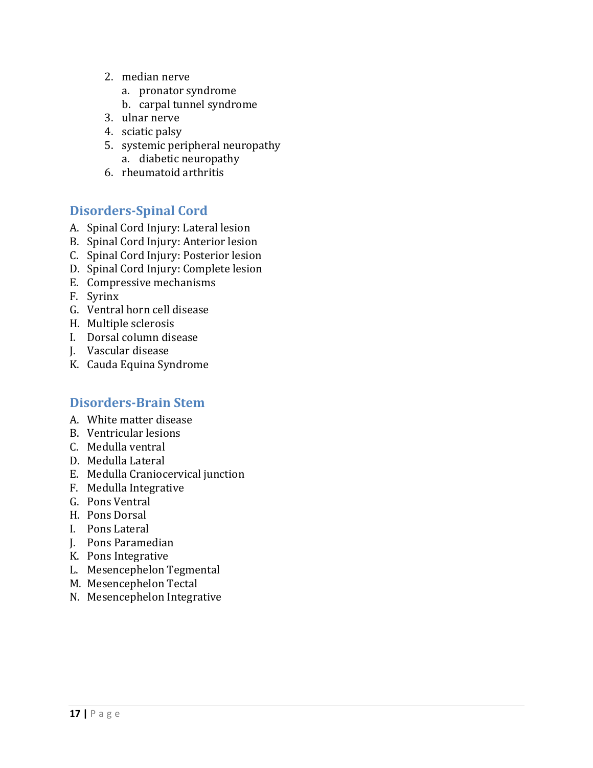2. median nerve
    a. pronator syndrome
    b. carpal tunnel syndrome
3. ulnar nerve
4. sciatic palsy
5. systemic peripheral neuropathy
    a. diabetic neuropathy
6. rheumatoid arthritis

## Disorders-Spinal Cord

A. Spinal Cord Injury: Lateral lesion
B. Spinal Cord Injury: Anterior lesion
C. Spinal Cord Injury: Posterior lesion
D. Spinal Cord Injury: Complete lesion
E. Compressive mechanisms
F. Syrinx
G. Ventral horn cell disease
H. Multiple sclerosis
I. Dorsal column disease
J. Vascular disease
K. Cauda Equina Syndrome

## Disorders-Brain Stem

A. White matter disease
B. Ventricular lesions
C. Medulla ventral
D. Medulla Lateral
E. Medulla Craniocervical junction
F. Medulla Integrative
G. Pons Ventral
H. Pons Dorsal
I. Pons Lateral
J. Pons Paramedian
K. Pons Integrative
L. Mesencephelon Tegmental
M. Mesencephelon Tectal
N. Mesencephelon Integrative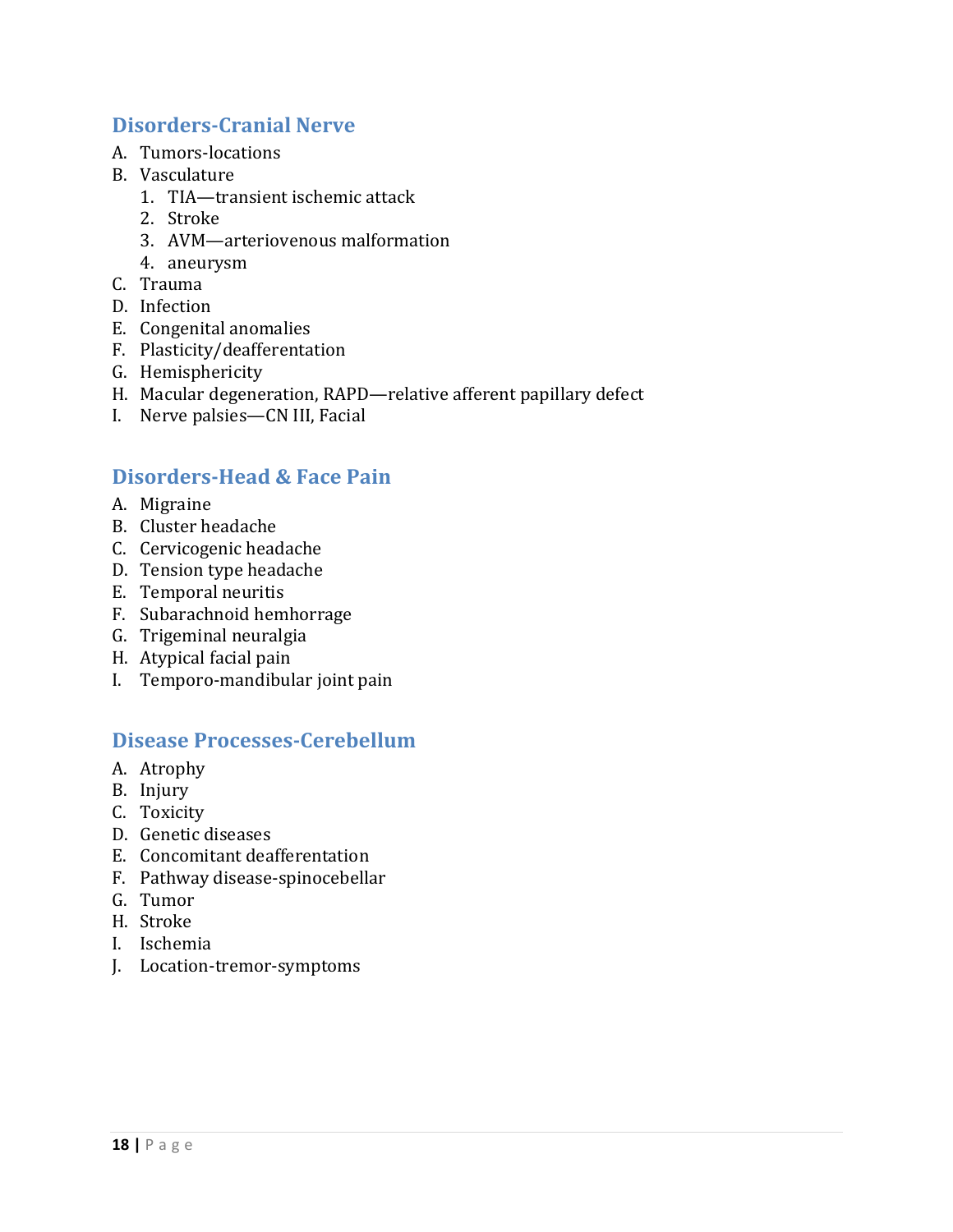## Disorders-Cranial Nerve

A. Tumors-locations
B. Vasculature
   1. TIA—transient ischemic attack
   2. Stroke
   3. AVM—arteriovenous malformation
   4. aneurysm
C. Trauma
D. Infection
E. Congenital anomalies
F. Plasticity/deafferentation
G. Hemisphericity
H. Macular degeneration, RAPD—relative afferent papillary defect
I. Nerve palsies—CN III, Facial

## Disorders-Head & Face Pain

A. Migraine
B. Cluster headache
C. Cervicogenic headache
D. Tension type headache
E. Temporal neuritis
F. Subarachnoid hemhorrage
G. Trigeminal neuralgia
H. Atypical facial pain
I. Temporo-mandibular joint pain

## Disease Processes-Cerebellum

A. Atrophy
B. Injury
C. Toxicity
D. Genetic diseases
E. Concomitant deafferentation
F. Pathway disease-spinocebellar
G. Tumor
H. Stroke
I. Ischemia
J. Location-tremor-symptoms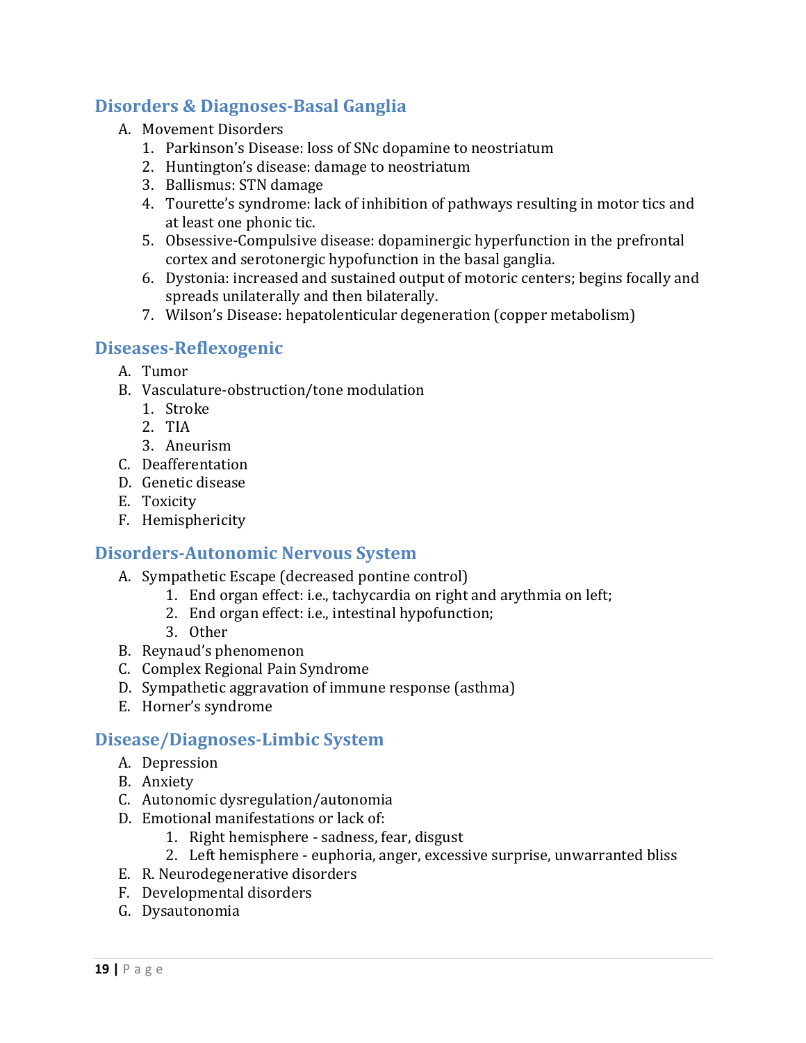## Disorders & Diagnoses-Basal Ganglia

A. Movement Disorders
   1. Parkinson's Disease: loss of SNc dopamine to neostriatum
   2. Huntington's disease: damage to neostriatum
   3. Ballismus: STN damage
   4. Tourette's syndrome: lack of inhibition of pathways resulting in motor tics and at least one phonic tic.
   5. Obsessive-Compulsive disease: dopaminergic hyperfunction in the prefrontal cortex and serotonergic hypofunction in the basal ganglia.
   6. Dystonia: increased and sustained output of motoric centers; begins focally and spreads unilaterally and then bilaterally.
   7. Wilson's Disease: hepatolenticular degeneration (copper metabolism)

## Diseases-Reflexogenic

A. Tumor
B. Vasculature-obstruction/tone modulation
   1. Stroke
   2. TIA
   3. Aneurism
C. Deafferentation
D. Genetic disease
E. Toxicity
F. Hemisphericity

## Disorders-Autonomic Nervous System

A. Sympathetic Escape (decreased pontine control)
   1. End organ effect: i.e., tachycardia on right and arythmia on left;
   2. End organ effect: i.e., intestinal hypofunction;
   3. Other
B. Reynaud's phenomenon
C. Complex Regional Pain Syndrome
D. Sympathetic aggravation of immune response (asthma)
E. Horner's syndrome

## Disease/Diagnoses-Limbic System

A. Depression
B. Anxiety
C. Autonomic dysregulation/autonomia
D. Emotional manifestations or lack of:
   1. Right hemisphere - sadness, fear, disgust
   2. Left hemisphere - euphoria, anger, excessive surprise, unwarranted bliss
E. R. Neurodegenerative disorders
F. Developmental disorders
G. Dysautonomia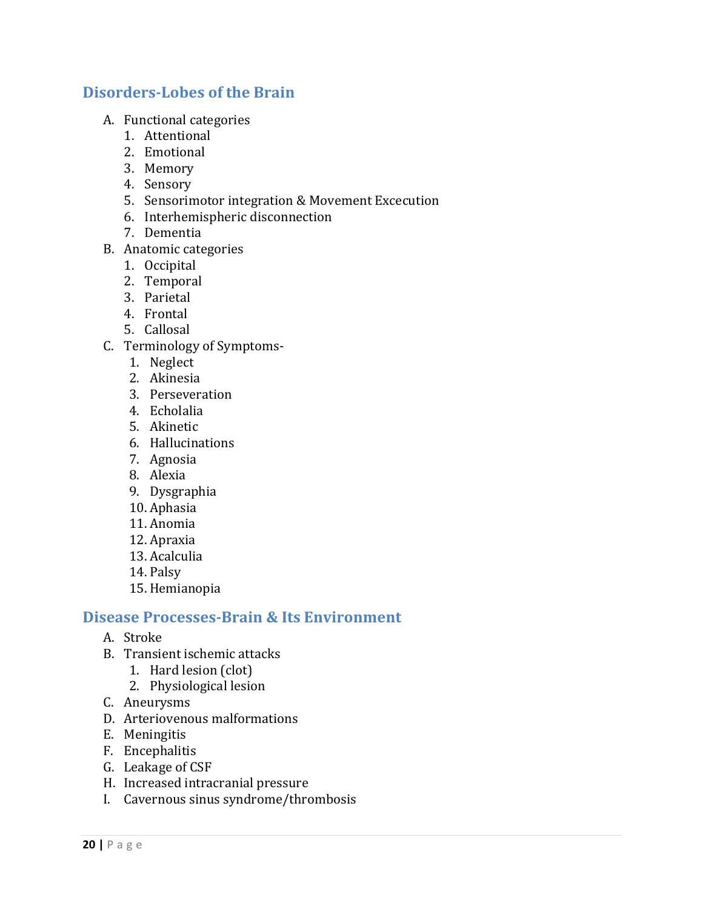## Disorders-Lobes of the Brain

A. Functional categories
   1. Attentional
   2. Emotional
   3. Memory
   4. Sensory
   5. Sensorimotor integration & Movement Excecution
   6. Interhemispheric disconnection
   7. Dementia

B. Anatomic categories
   1. Occipital
   2. Temporal
   3. Parietal
   4. Frontal
   5. Callosal

C. Terminology of Symptoms-
   1. Neglect
   2. Akinesia
   3. Perseveration
   4. Echolalia
   5. Akinetic
   6. Hallucinations
   7. Agnosia
   8. Alexia
   9. Dysgraphia
   10. Aphasia
   11. Anomia
   12. Apraxia
   13. Acalculia
   14. Palsy
   15. Hemianopia

## Disease Processes-Brain & Its Environment

A. Stroke

B. Transient ischemic attacks
   1. Hard lesion (clot)
   2. Physiological lesion

C. Aneurysms

D. Arteriovenous malformations

E. Meningitis

F. Encephalitis

G. Leakage of CSF

H. Increased intracranial pressure

I. Cavernous sinus syndrome/thrombosis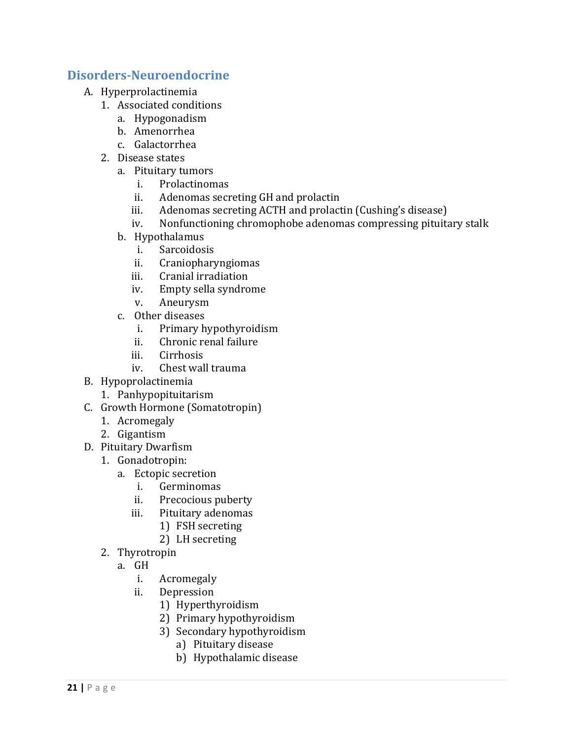## Disorders-Neuroendocrine

A. Hyperprolactinemia
   1. Associated conditions
      a. Hypogonadism
      b. Amenorrhea
      c. Galactorrhea
   2. Disease states
      a. Pituitary tumors
         i. Prolactinomas
         ii. Adenomas secreting GH and prolactin
         iii. Adenomas secreting ACTH and prolactin (Cushing's disease)
         iv. Nonfunctioning chromophobe adenomas compressing pituitary stalk
      b. Hypothalamus
         i. Sarcoidosis
         ii. Craniopharyngiomas
         iii. Cranial irradiation
         iv. Empty sella syndrome
         v. Aneurysm
      c. Other diseases
         i. Primary hypothyroidism
         ii. Chronic renal failure
         iii. Cirrhosis
         iv. Chest wall trauma

B. Hypoprolactinemia
   1. Panhypopituitarism

C. Growth Hormone (Somatotropin)
   1. Acromegaly
   2. Gigantism

D. Pituitary Dwarfism
   1. Gonadotropin:
      a. Ectopic secretion
         i. Germinomas
         ii. Precocious puberty
         iii. Pituitary adenomas
            1) FSH secreting
            2) LH secreting
   2. Thyrotropin
      a. GH
         i. Acromegaly
         ii. Depression
            1) Hyperthyroidism
            2) Primary hypothyroidism
            3) Secondary hypothyroidism
               a) Pituitary disease
               b) Hypothalamic disease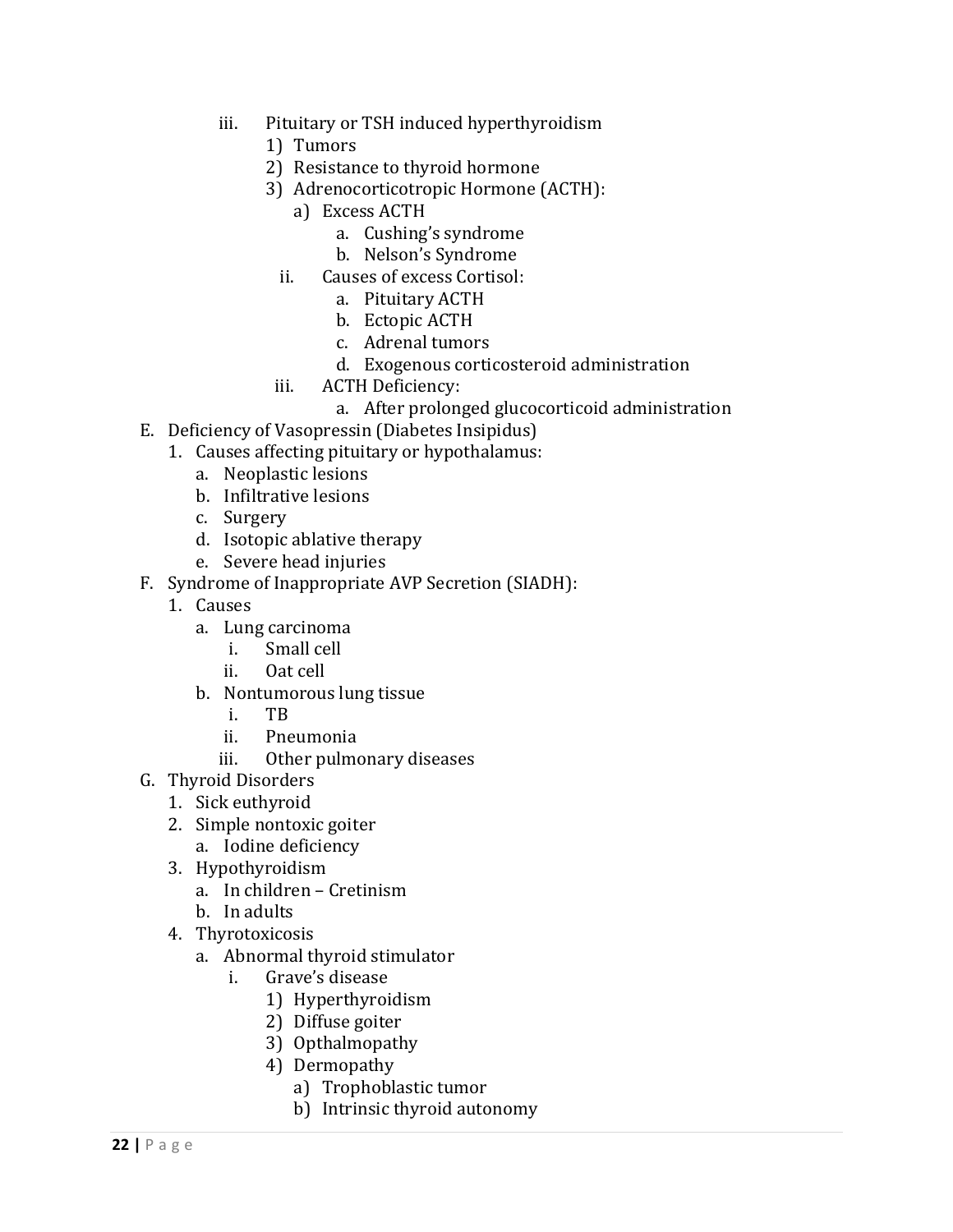- iii. Pituitary or TSH induced hyperthyroidism
    1) Tumors
    2) Resistance to thyroid hormone
    3) Adrenocorticotropic Hormone (ACTH):
        a) Excess ACTH
            a. Cushing's syndrome
            b. Nelson's Syndrome
        ii. Causes of excess Cortisol:
            a. Pituitary ACTH
            b. Ectopic ACTH
            c. Adrenal tumors
            d. Exogenous corticosteroid administration
        iii. ACTH Deficiency:
            a. After prolonged glucocorticoid administration

E. Deficiency of Vasopressin (Diabetes Insipidus)
    1. Causes affecting pituitary or hypothalamus:
        a. Neoplastic lesions
        b. Infiltrative lesions
        c. Surgery
        d. Isotopic ablative therapy
        e. Severe head injuries

F. Syndrome of Inappropriate AVP Secretion (SIADH):
    1. Causes
        a. Lung carcinoma
            i. Small cell
            ii. Oat cell
        b. Nontumorous lung tissue
            i. TB
            ii. Pneumonia
            iii. Other pulmonary diseases

G. Thyroid Disorders
    1. Sick euthyroid
    2. Simple nontoxic goiter
        a. Iodine deficiency
    3. Hypothyroidism
        a. In children – Cretinism
        b. In adults
    4. Thyrotoxicosis
        a. Abnormal thyroid stimulator
            i. Grave's disease
                1) Hyperthyroidism
                2) Diffuse goiter
                3) Opthalmopathy
                4) Dermopathy
                    a) Trophoblastic tumor
                    b) Intrinsic thyroid autonomy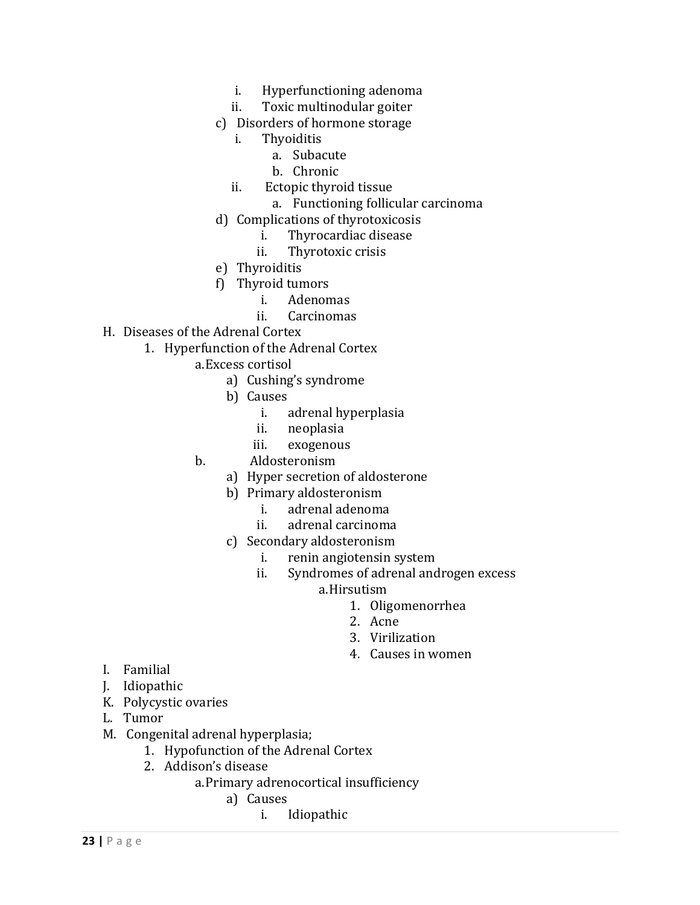- i. Hyperfunctioning adenoma
- ii. Toxic multinodular goiter

c) Disorders of hormone storage

- i. Thyoiditis
  - a. Subacute
  - b. Chronic
- ii. Ectopic thyroid tissue
  - a. Functioning follicular carcinoma

d) Complications of thyrotoxicosis

- i. Thyrocardiac disease
- ii. Thyrotoxic crisis

e) Thyroiditis

f) Thyroid tumors

- i. Adenomas
- ii. Carcinomas

H. Diseases of the Adrenal Cortex

1. Hyperfunction of the Adrenal Cortex

a. Excess cortisol

a) Cushing's syndrome

b) Causes

- i. adrenal hyperplasia
- ii. neoplasia
- iii. exogenous

b. Aldosteronism

a) Hyper secretion of aldosterone

b) Primary aldosteronism

- i. adrenal adenoma
- ii. adrenal carcinoma

c) Secondary aldosteronism

- i. renin angiotensin system
- ii. Syndromes of adrenal androgen excess
  - a. Hirsutism
    1. Oligomenorrhea
    2. Acne
    3. Virilization
    4. Causes in women

I. Familial

J. Idiopathic

K. Polycystic ovaries

L. Tumor

M. Congenital adrenal hyperplasia;

1. Hypofunction of the Adrenal Cortex
2. Addison's disease

a. Primary adrenocortical insufficiency

a) Causes

- i. Idiopathic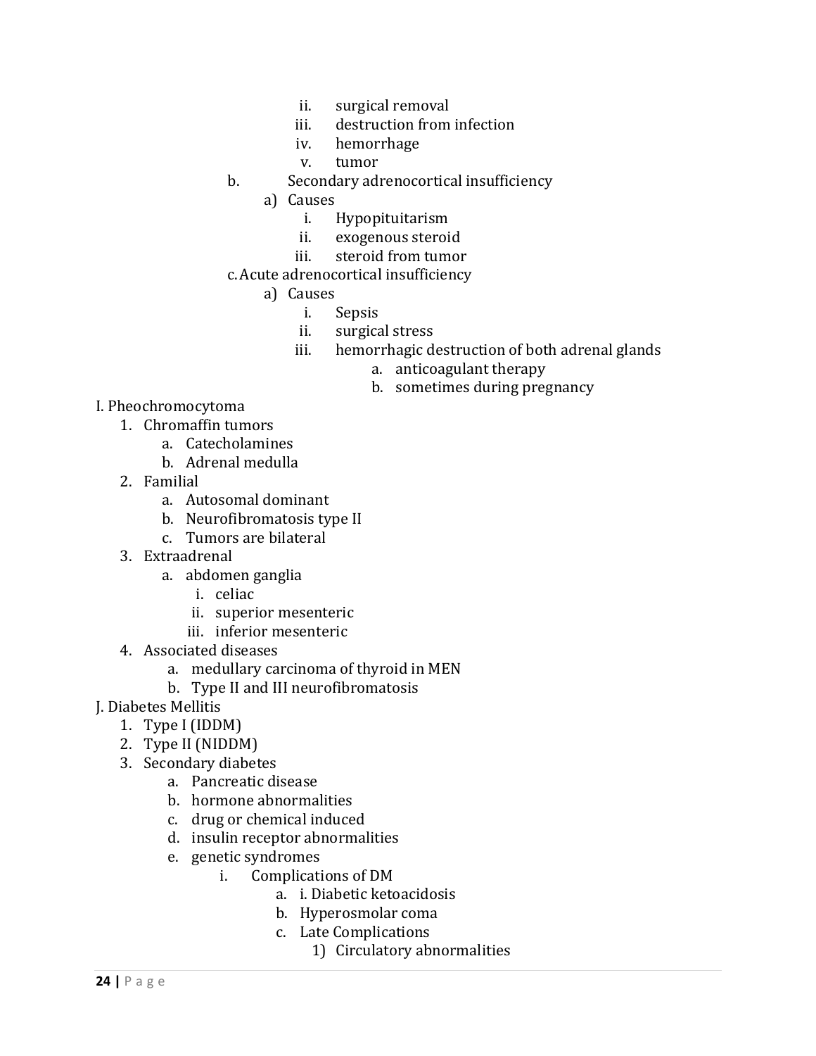- ii. surgical removal
- iii. destruction from infection
- iv. hemorrhage
- v. tumor

b. Secondary adrenocortical insufficiency
   - a) Causes
     - i. Hypopituitarism
     - ii. exogenous steroid
     - iii. steroid from tumor

c. Acute adrenocortical insufficiency
   - a) Causes
     - i. Sepsis
     - ii. surgical stress
     - iii. hemorrhagic destruction of both adrenal glands
       - a. anticoagulant therapy
       - b. sometimes during pregnancy

I. Pheochromocytoma
1. Chromaffin tumors
   - a. Catecholamines
   - b. Adrenal medulla
2. Familial
   - a. Autosomal dominant
   - b. Neurofibromatosis type II
   - c. Tumors are bilateral
3. Extraadrenal
   - a. abdomen ganglia
     - i. celiac
     - ii. superior mesenteric
     - iii. inferior mesenteric
4. Associated diseases
   - a. medullary carcinoma of thyroid in MEN
   - b. Type II and III neurofibromatosis

J. Diabetes Mellitis
1. Type I (IDDM)
2. Type II (NIDDM)
3. Secondary diabetes
   - a. Pancreatic disease
   - b. hormone abnormalities
   - c. drug or chemical induced
   - d. insulin receptor abnormalities
   - e. genetic syndromes
     - i. Complications of DM
       - a. i. Diabetic ketoacidosis
       - b. Hyperosmolar coma
       - c. Late Complications
         - 1) Circulatory abnormalities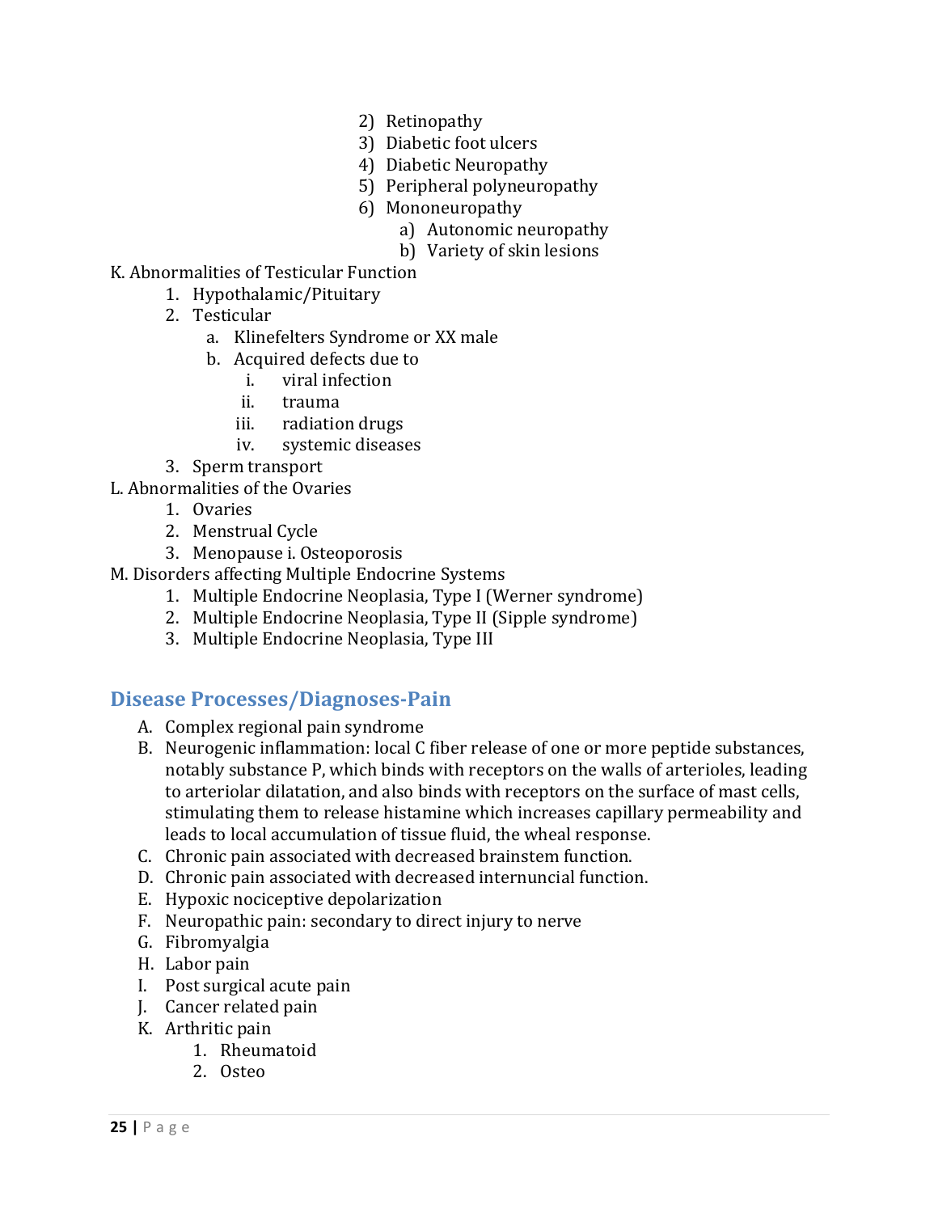2) Retinopathy
   3) Diabetic foot ulcers
   4) Diabetic Neuropathy
   5) Peripheral polyneuropathy
   6) Mononeuropathy
      a) Autonomic neuropathy
      b) Variety of skin lesions

K. Abnormalities of Testicular Function
   1. Hypothalamic/Pituitary
   2. Testicular
      a. Klinefelters Syndrome or XX male
      b. Acquired defects due to
         i. viral infection
         ii. trauma
         iii. radiation drugs
         iv. systemic diseases
   3. Sperm transport

L. Abnormalities of the Ovaries
   1. Ovaries
   2. Menstrual Cycle
   3. Menopause i. Osteoporosis

M. Disorders affecting Multiple Endocrine Systems
   1. Multiple Endocrine Neoplasia, Type I (Werner syndrome)
   2. Multiple Endocrine Neoplasia, Type II (Sipple syndrome)
   3. Multiple Endocrine Neoplasia, Type III

## Disease Processes/Diagnoses-Pain

A. Complex regional pain syndrome
B. Neurogenic inflammation: local C fiber release of one or more peptide substances, notably substance P, which binds with receptors on the walls of arterioles, leading to arteriolar dilatation, and also binds with receptors on the surface of mast cells, stimulating them to release histamine which increases capillary permeability and leads to local accumulation of tissue fluid, the wheal response.
C. Chronic pain associated with decreased brainstem function.
D. Chronic pain associated with decreased internuncial function.
E. Hypoxic nociceptive depolarization
F. Neuropathic pain: secondary to direct injury to nerve
G. Fibromyalgia
H. Labor pain
I. Post surgical acute pain
J. Cancer related pain
K. Arthritic pain
   1. Rheumatoid
   2. Osteo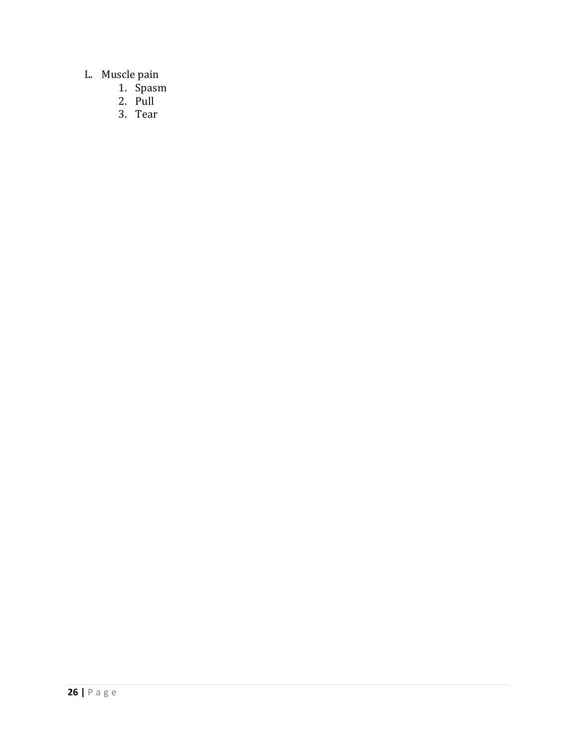L. Muscle pain
   1. Spasm
   2. Pull
   3. Tear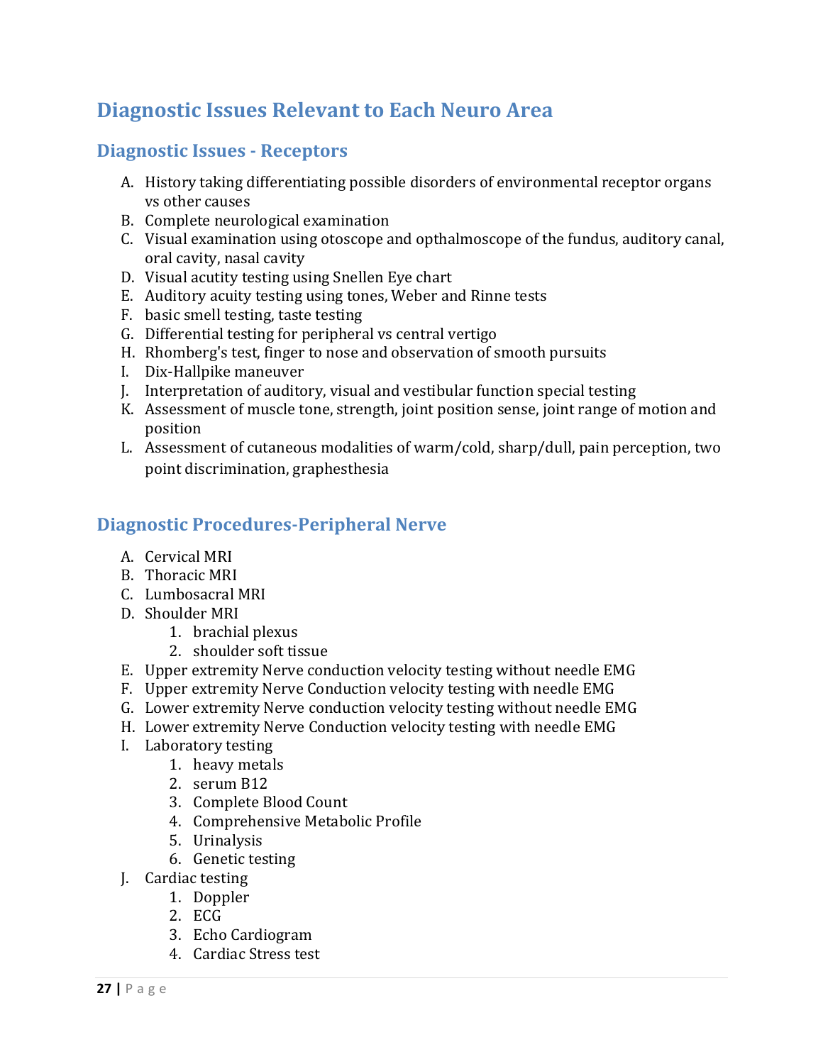# Diagnostic Issues Relevant to Each Neuro Area

## Diagnostic Issues - Receptors

A. History taking differentiating possible disorders of environmental receptor organs vs other causes
B. Complete neurological examination
C. Visual examination using otoscope and opthalmoscope of the fundus, auditory canal, oral cavity, nasal cavity
D. Visual acuity testing using Snellen Eye chart
E. Auditory acuity testing using tones, Weber and Rinne tests
F. basic smell testing, taste testing
G. Differential testing for peripheral vs central vertigo
H. Rhomberg's test, finger to nose and observation of smooth pursuits
I. Dix-Hallpike maneuver
J. Interpretation of auditory, visual and vestibular function special testing
K. Assessment of muscle tone, strength, joint position sense, joint range of motion and position
L. Assessment of cutaneous modalities of warm/cold, sharp/dull, pain perception, two point discrimination, graphesthesia

## Diagnostic Procedures-Peripheral Nerve

A. Cervical MRI
B. Thoracic MRI
C. Lumbosacral MRI
D. Shoulder MRI
    1. brachial plexus
    2. shoulder soft tissue
E. Upper extremity Nerve conduction velocity testing without needle EMG
F. Upper extremity Nerve Conduction velocity testing with needle EMG
G. Lower extremity Nerve conduction velocity testing without needle EMG
H. Lower extremity Nerve Conduction velocity testing with needle EMG
I. Laboratory testing
    1. heavy metals
    2. serum B12
    3. Complete Blood Count
    4. Comprehensive Metabolic Profile
    5. Urinalysis
    6. Genetic testing
J. Cardiac testing
    1. Doppler
    2. ECG
    3. Echo Cardiogram
    4. Cardiac Stress test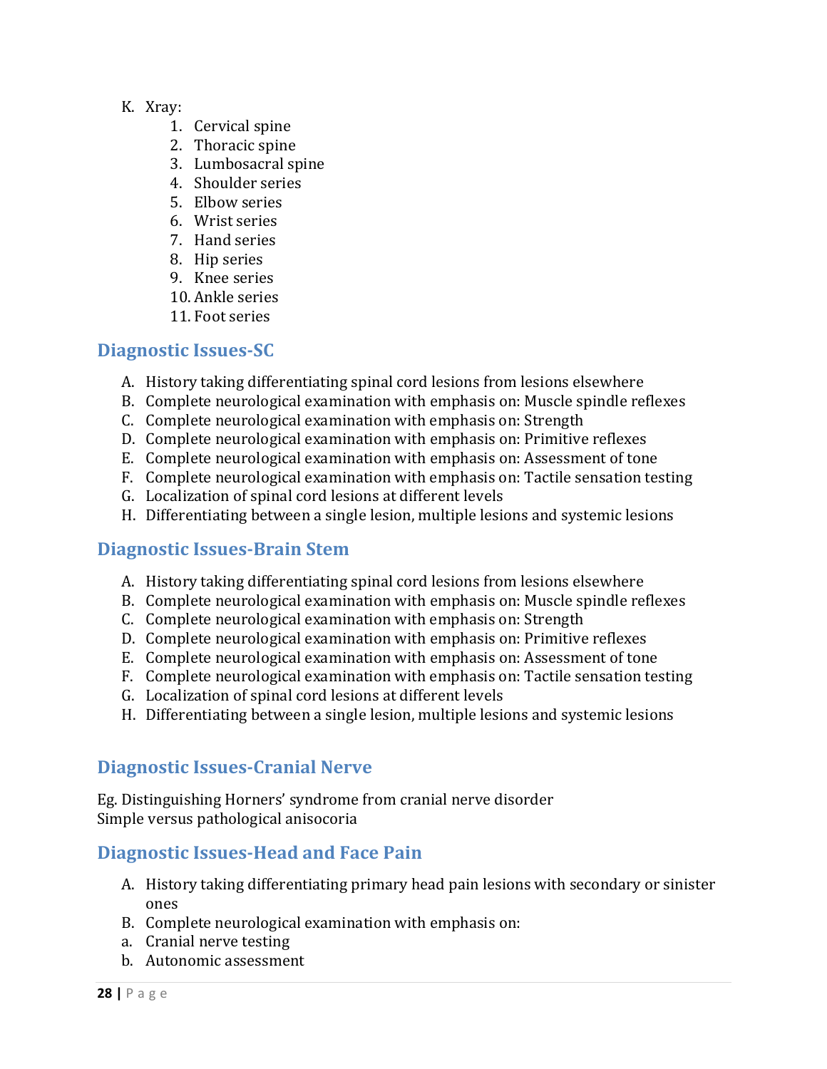K. Xray:
   1. Cervical spine
   2. Thoracic spine
   3. Lumbosacral spine
   4. Shoulder series
   5. Elbow series
   6. Wrist series
   7. Hand series
   8. Hip series
   9. Knee series
   10. Ankle series
   11. Foot series

## Diagnostic Issues-SC

A. History taking differentiating spinal cord lesions from lesions elsewhere
B. Complete neurological examination with emphasis on: Muscle spindle reflexes
C. Complete neurological examination with emphasis on: Strength
D. Complete neurological examination with emphasis on: Primitive reflexes
E. Complete neurological examination with emphasis on: Assessment of tone
F. Complete neurological examination with emphasis on: Tactile sensation testing
G. Localization of spinal cord lesions at different levels
H. Differentiating between a single lesion, multiple lesions and systemic lesions

## Diagnostic Issues-Brain Stem

A. History taking differentiating spinal cord lesions from lesions elsewhere
B. Complete neurological examination with emphasis on: Muscle spindle reflexes
C. Complete neurological examination with emphasis on: Strength
D. Complete neurological examination with emphasis on: Primitive reflexes
E. Complete neurological examination with emphasis on: Assessment of tone
F. Complete neurological examination with emphasis on: Tactile sensation testing
G. Localization of spinal cord lesions at different levels
H. Differentiating between a single lesion, multiple lesions and systemic lesions

## Diagnostic Issues-Cranial Nerve

Eg. Distinguishing Horners' syndrome from cranial nerve disorder
Simple versus pathological anisocoria

## Diagnostic Issues-Head and Face Pain

A. History taking differentiating primary head pain lesions with secondary or sinister ones
B. Complete neurological examination with emphasis on:
a. Cranial nerve testing
b. Autonomic assessment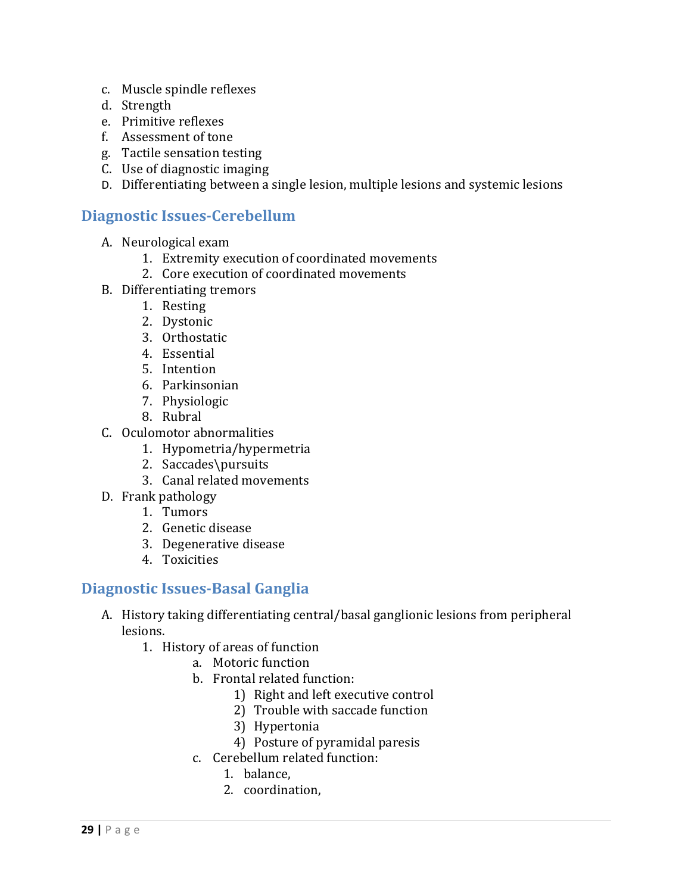c. Muscle spindle reflexes
d. Strength
e. Primitive reflexes
f. Assessment of tone
g. Tactile sensation testing

C. Use of diagnostic imaging
D. Differentiating between a single lesion, multiple lesions and systemic lesions

## Diagnostic Issues-Cerebellum

A. Neurological exam
   1. Extremity execution of coordinated movements
   2. Core execution of coordinated movements

B. Differentiating tremors
   1. Resting
   2. Dystonic
   3. Orthostatic
   4. Essential
   5. Intention
   6. Parkinsonian
   7. Physiologic
   8. Rubral

C. Oculomotor abnormalities
   1. Hypometria/hypermetria
   2. Saccades\pursuits
   3. Canal related movements

D. Frank pathology
   1. Tumors
   2. Genetic disease
   3. Degenerative disease
   4. Toxicities

## Diagnostic Issues-Basal Ganglia

A. History taking differentiating central/basal ganglionic lesions from peripheral lesions.
   1. History of areas of function
      a. Motoric function
      b. Frontal related function:
         1) Right and left executive control
         2) Trouble with saccade function
         3) Hypertonia
         4) Posture of pyramidal paresis
      c. Cerebellum related function:
         1. balance,
         2. coordination,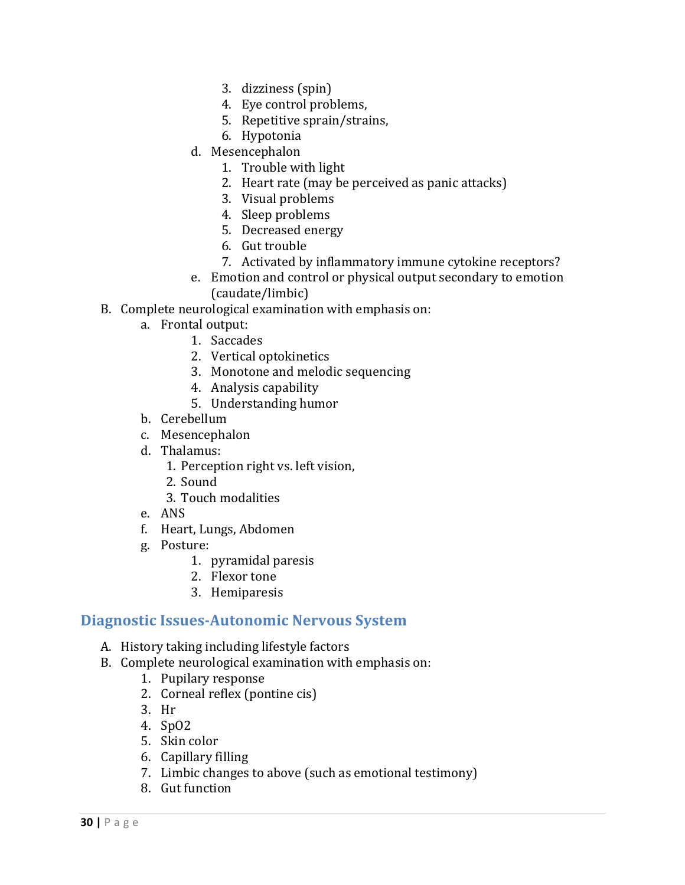3. dizziness (spin)
4. Eye control problems,
5. Repetitive sprain/strains,
6. Hypotonia

d. Mesencephalon
1. Trouble with light
2. Heart rate (may be perceived as panic attacks)
3. Visual problems
4. Sleep problems
5. Decreased energy
6. Gut trouble
7. Activated by inflammatory immune cytokine receptors?

e. Emotion and control or physical output secondary to emotion (caudate/limbic)

B. Complete neurological examination with emphasis on:

a. Frontal output:
1. Saccades
2. Vertical optokinetics
3. Monotone and melodic sequencing
4. Analysis capability
5. Understanding humor

b. Cerebellum

c. Mesencephalon

d. Thalamus:
1. Perception right vs. left vision,
2. Sound
3. Touch modalities

e. ANS

f. Heart, Lungs, Abdomen

g. Posture:
1. pyramidal paresis
2. Flexor tone
3. Hemiparesis

## Diagnostic Issues-Autonomic Nervous System

A. History taking including lifestyle factors

B. Complete neurological examination with emphasis on:
1. Pupilary response
2. Corneal reflex (pontine cis)
3. Hr
4. SpO2
5. Skin color
6. Capillary filling
7. Limbic changes to above (such as emotional testimony)
8. Gut function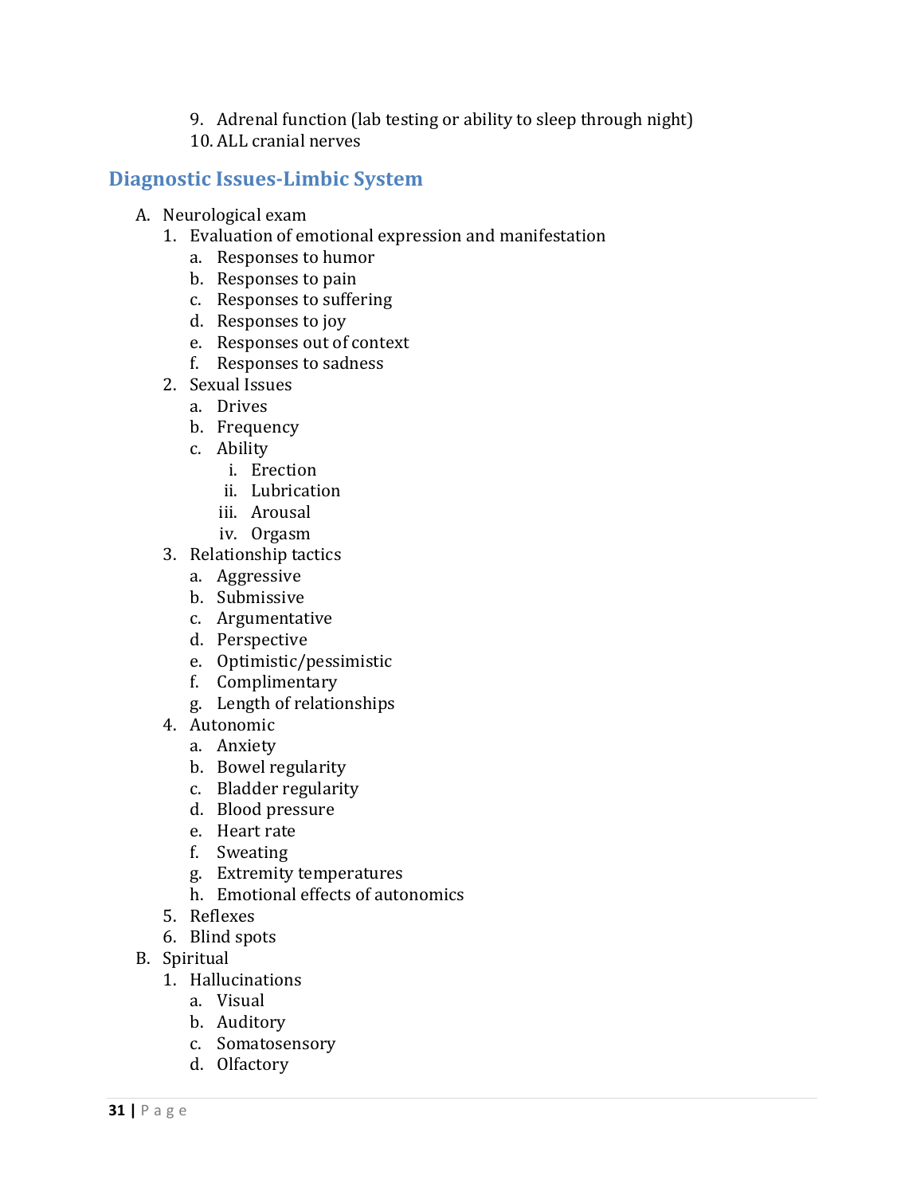9. Adrenal function (lab testing or ability to sleep through night)
10. ALL cranial nerves

## Diagnostic Issues-Limbic System

A. Neurological exam
   1. Evaluation of emotional expression and manifestation
      a. Responses to humor
      b. Responses to pain
      c. Responses to suffering
      d. Responses to joy
      e. Responses out of context
      f. Responses to sadness
   2. Sexual Issues
      a. Drives
      b. Frequency
      c. Ability
         i. Erection
         ii. Lubrication
         iii. Arousal
         iv. Orgasm
   3. Relationship tactics
      a. Aggressive
      b. Submissive
      c. Argumentative
      d. Perspective
      e. Optimistic/pessimistic
      f. Complimentary
      g. Length of relationships
   4. Autonomic
      a. Anxiety
      b. Bowel regularity
      c. Bladder regularity
      d. Blood pressure
      e. Heart rate
      f. Sweating
      g. Extremity temperatures
      h. Emotional effects of autonomics
   5. Reflexes
   6. Blind spots

B. Spiritual
   1. Hallucinations
      a. Visual
      b. Auditory
      c. Somatosensory
      d. Olfactory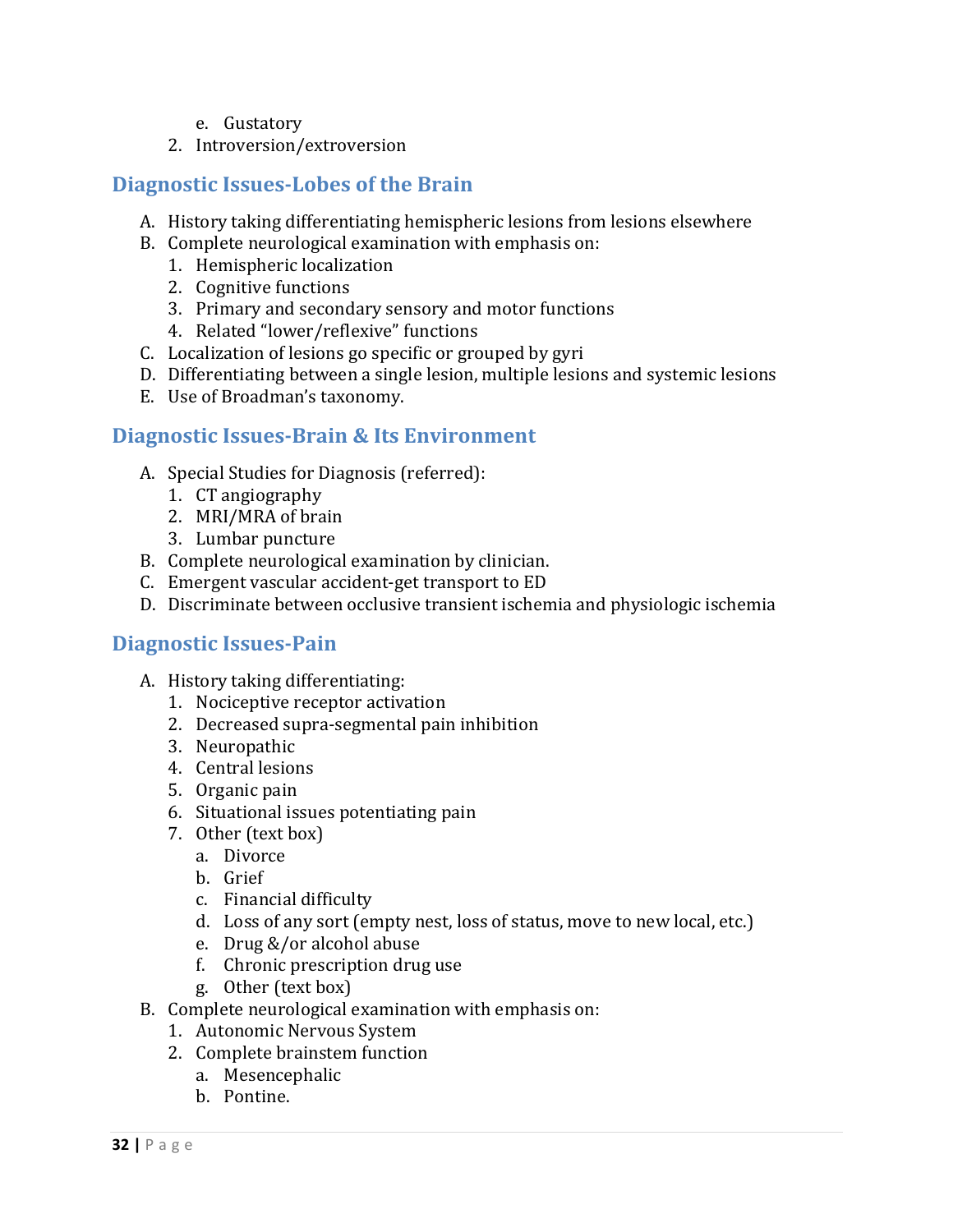e. Gustatory
2. Introversion/extroversion

## Diagnostic Issues-Lobes of the Brain

A. History taking differentiating hemispheric lesions from lesions elsewhere
B. Complete neurological examination with emphasis on:
    1. Hemispheric localization
    2. Cognitive functions
    3. Primary and secondary sensory and motor functions
    4. Related "lower/reflexive" functions
C. Localization of lesions go specific or grouped by gyri
D. Differentiating between a single lesion, multiple lesions and systemic lesions
E. Use of Broadman's taxonomy.

## Diagnostic Issues-Brain & Its Environment

A. Special Studies for Diagnosis (referred):
    1. CT angiography
    2. MRI/MRA of brain
    3. Lumbar puncture
B. Complete neurological examination by clinician.
C. Emergent vascular accident-get transport to ED
D. Discriminate between occlusive transient ischemia and physiologic ischemia

## Diagnostic Issues-Pain

A. History taking differentiating:
    1. Nociceptive receptor activation
    2. Decreased supra-segmental pain inhibition
    3. Neuropathic
    4. Central lesions
    5. Organic pain
    6. Situational issues potentiating pain
    7. Other (text box)
        a. Divorce
        b. Grief
        c. Financial difficulty
        d. Loss of any sort (empty nest, loss of status, move to new local, etc.)
        e. Drug &/or alcohol abuse
        f. Chronic prescription drug use
        g. Other (text box)
B. Complete neurological examination with emphasis on:
    1. Autonomic Nervous System
    2. Complete brainstem function
        a. Mesencephalic
        b. Pontine.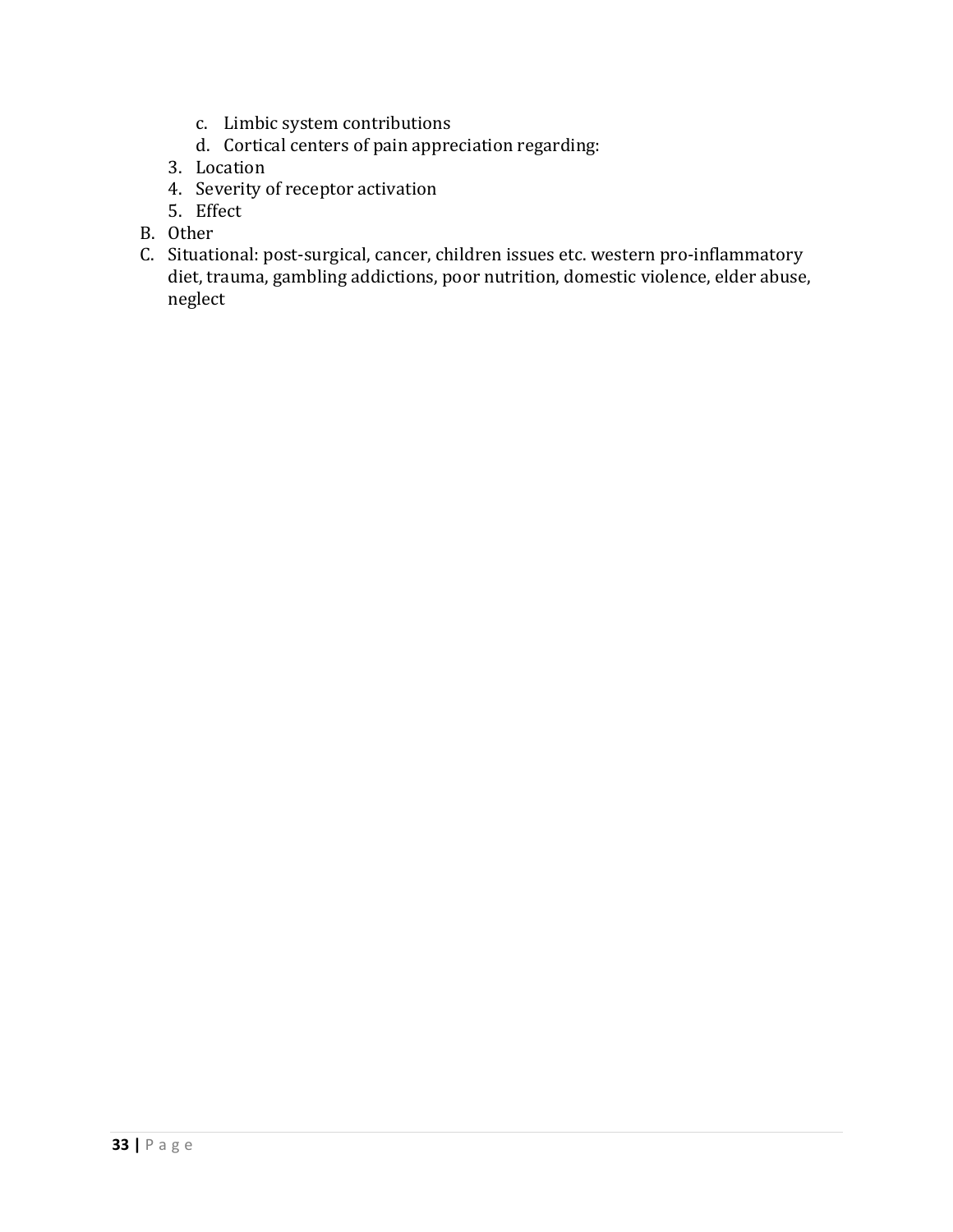c. Limbic system contributions
   d. Cortical centers of pain appreciation regarding:

3. Location
4. Severity of receptor activation
5. Effect

B. Other

C. Situational: post-surgical, cancer, children issues etc. western pro-inflammatory diet, trauma, gambling addictions, poor nutrition, domestic violence, elder abuse, neglect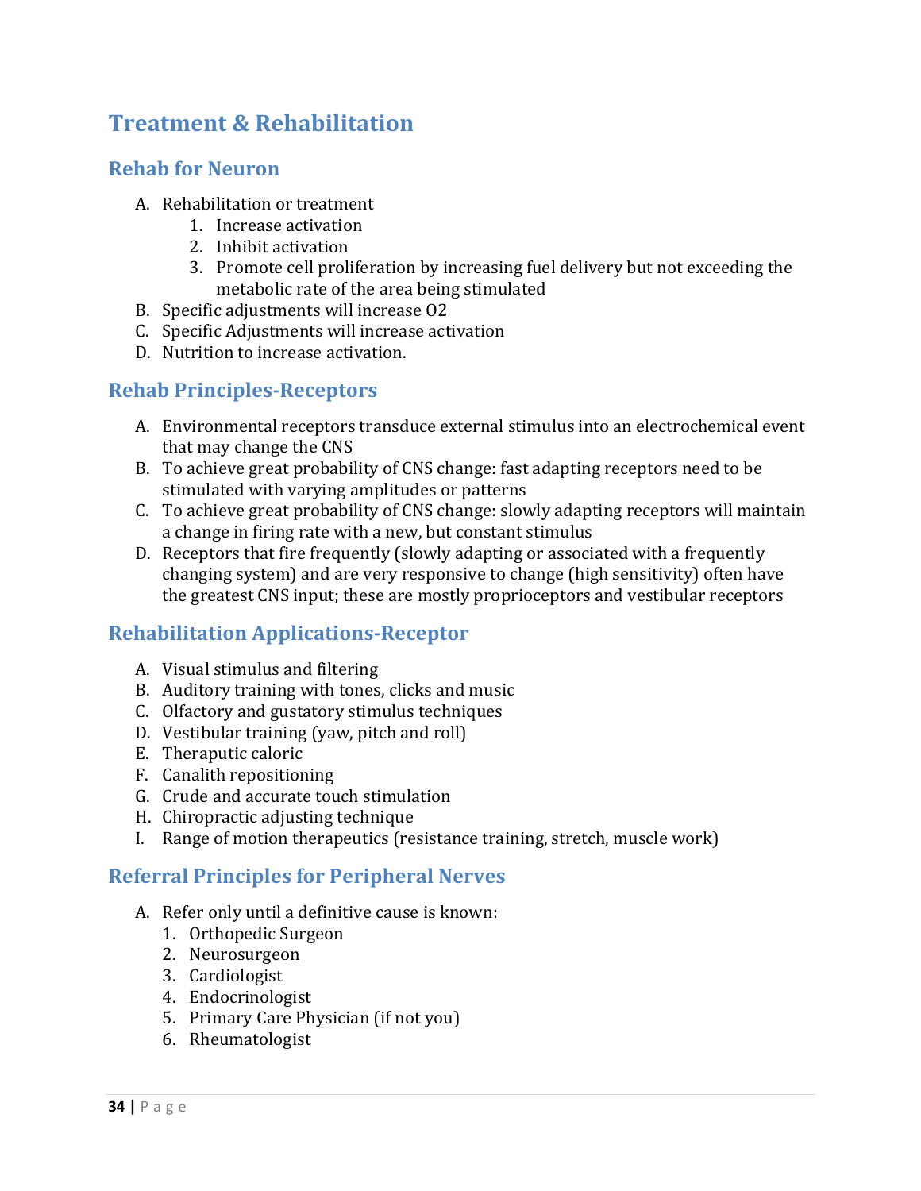# Treatment & Rehabilitation

## Rehab for Neuron

A. Rehabilitation or treatment
   1. Increase activation
   2. Inhibit activation
   3. Promote cell proliferation by increasing fuel delivery but not exceeding the metabolic rate of the area being stimulated

B. Specific adjustments will increase O2

C. Specific Adjustments will increase activation

D. Nutrition to increase activation.

## Rehab Principles-Receptors

A. Environmental receptors transduce external stimulus into an electrochemical event that may change the CNS

B. To achieve great probability of CNS change: fast adapting receptors need to be stimulated with varying amplitudes or patterns

C. To achieve great probability of CNS change: slowly adapting receptors will maintain a change in firing rate with a new, but constant stimulus

D. Receptors that fire frequently (slowly adapting or associated with a frequently changing system) and are very responsive to change (high sensitivity) often have the greatest CNS input; these are mostly proprioceptors and vestibular receptors

## Rehabilitation Applications-Receptor

A. Visual stimulus and filtering

B. Auditory training with tones, clicks and music

C. Olfactory and gustatory stimulus techniques

D. Vestibular training (yaw, pitch and roll)

E. Theraputic caloric

F. Canalith repositioning

G. Crude and accurate touch stimulation

H. Chiropractic adjusting technique

I. Range of motion therapeutics (resistance training, stretch, muscle work)

## Referral Principles for Peripheral Nerves

A. Refer only until a definitive cause is known:
   1. Orthopedic Surgeon
   2. Neurosurgeon
   3. Cardiologist
   4. Endocrinologist
   5. Primary Care Physician (if not you)
   6. Rheumatologist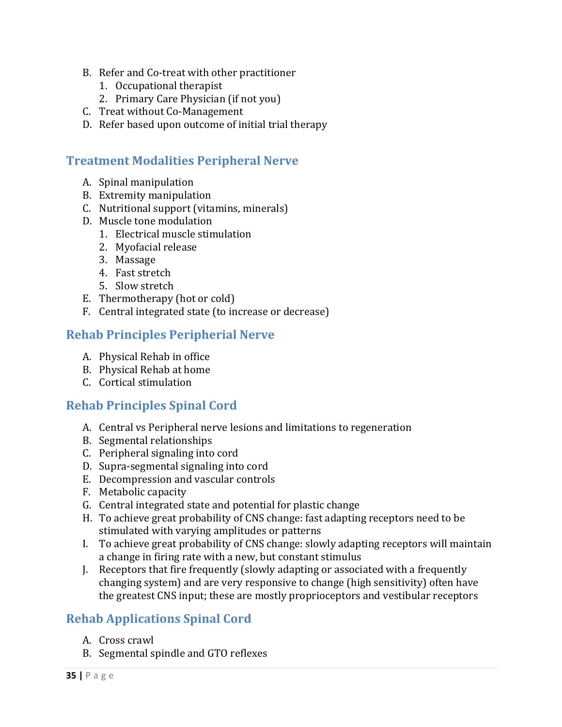B. Refer and Co-treat with other practitioner
    1. Occupational therapist
    2. Primary Care Physician (if not you)
C. Treat without Co-Management
D. Refer based upon outcome of initial trial therapy

## Treatment Modalities Peripheral Nerve

A. Spinal manipulation
B. Extremity manipulation
C. Nutritional support (vitamins, minerals)
D. Muscle tone modulation
    1. Electrical muscle stimulation
    2. Myofacial release
    3. Massage
    4. Fast stretch
    5. Slow stretch
E. Thermotherapy (hot or cold)
F. Central integrated state (to increase or decrease)

## Rehab Principles Peripherial Nerve

A. Physical Rehab in office
B. Physical Rehab at home
C. Cortical stimulation

## Rehab Principles Spinal Cord

A. Central vs Peripheral nerve lesions and limitations to regeneration
B. Segmental relationships
C. Peripheral signaling into cord
D. Supra-segmental signaling into cord
E. Decompression and vascular controls
F. Metabolic capacity
G. Central integrated state and potential for plastic change
H. To achieve great probability of CNS change: fast adapting receptors need to be stimulated with varying amplitudes or patterns
I. To achieve great probability of CNS change: slowly adapting receptors will maintain a change in firing rate with a new, but constant stimulus
J. Receptors that fire frequently (slowly adapting or associated with a frequently changing system) and are very responsive to change (high sensitivity) often have the greatest CNS input; these are mostly proprioceptors and vestibular receptors

## Rehab Applications Spinal Cord

A. Cross crawl
B. Segmental spindle and GTO reflexes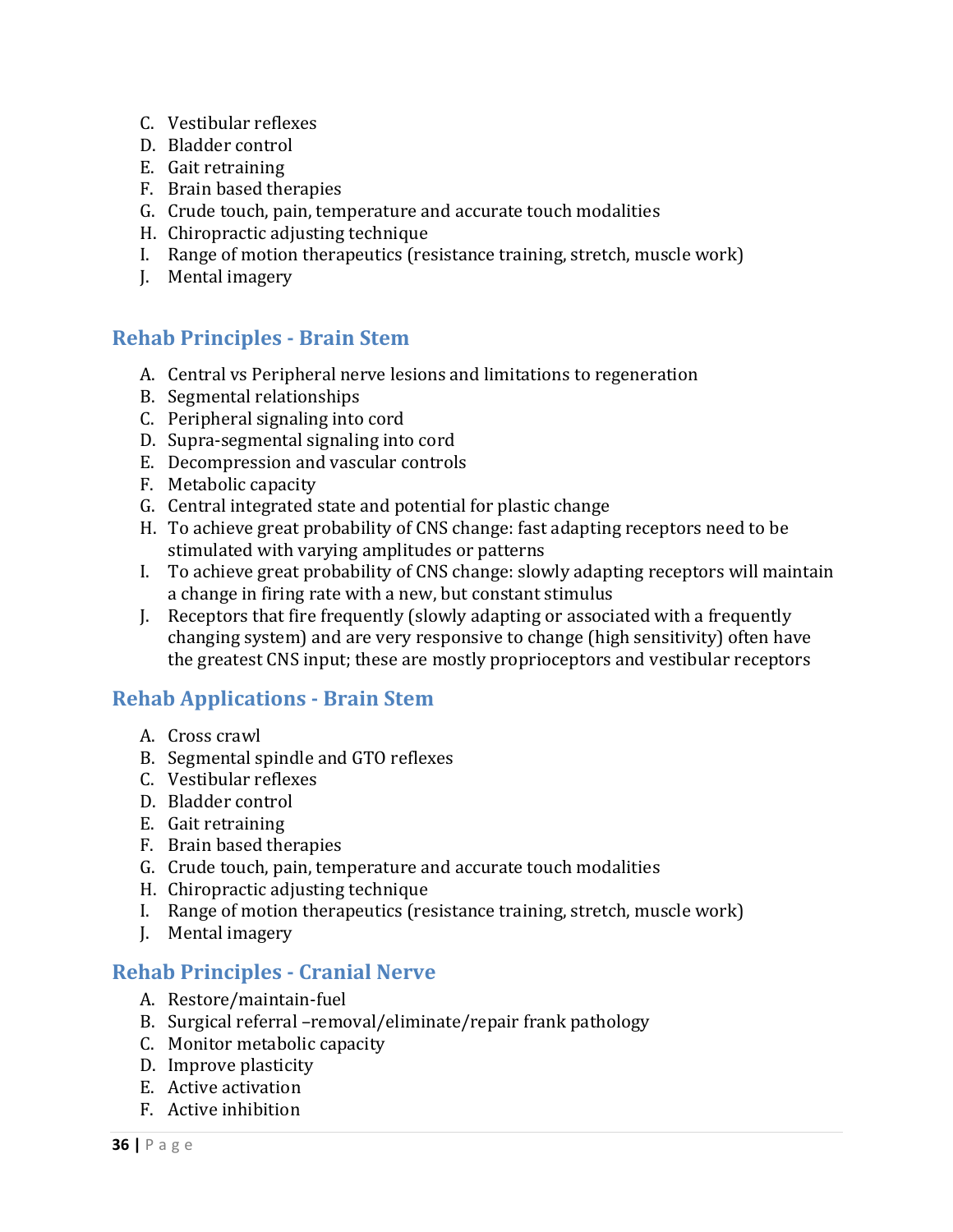C. Vestibular reflexes
D. Bladder control
E. Gait retraining
F. Brain based therapies
G. Crude touch, pain, temperature and accurate touch modalities
H. Chiropractic adjusting technique
I. Range of motion therapeutics (resistance training, stretch, muscle work)
J. Mental imagery

## Rehab Principles - Brain Stem

A. Central vs Peripheral nerve lesions and limitations to regeneration
B. Segmental relationships
C. Peripheral signaling into cord
D. Supra-segmental signaling into cord
E. Decompression and vascular controls
F. Metabolic capacity
G. Central integrated state and potential for plastic change
H. To achieve great probability of CNS change: fast adapting receptors need to be stimulated with varying amplitudes or patterns
I. To achieve great probability of CNS change: slowly adapting receptors will maintain a change in firing rate with a new, but constant stimulus
J. Receptors that fire frequently (slowly adapting or associated with a frequently changing system) and are very responsive to change (high sensitivity) often have the greatest CNS input; these are mostly proprioceptors and vestibular receptors

## Rehab Applications - Brain Stem

A. Cross crawl
B. Segmental spindle and GTO reflexes
C. Vestibular reflexes
D. Bladder control
E. Gait retraining
F. Brain based therapies
G. Crude touch, pain, temperature and accurate touch modalities
H. Chiropractic adjusting technique
I. Range of motion therapeutics (resistance training, stretch, muscle work)
J. Mental imagery

## Rehab Principles - Cranial Nerve

A. Restore/maintain-fuel
B. Surgical referral –removal/eliminate/repair frank pathology
C. Monitor metabolic capacity
D. Improve plasticity
E. Active activation
F. Active inhibition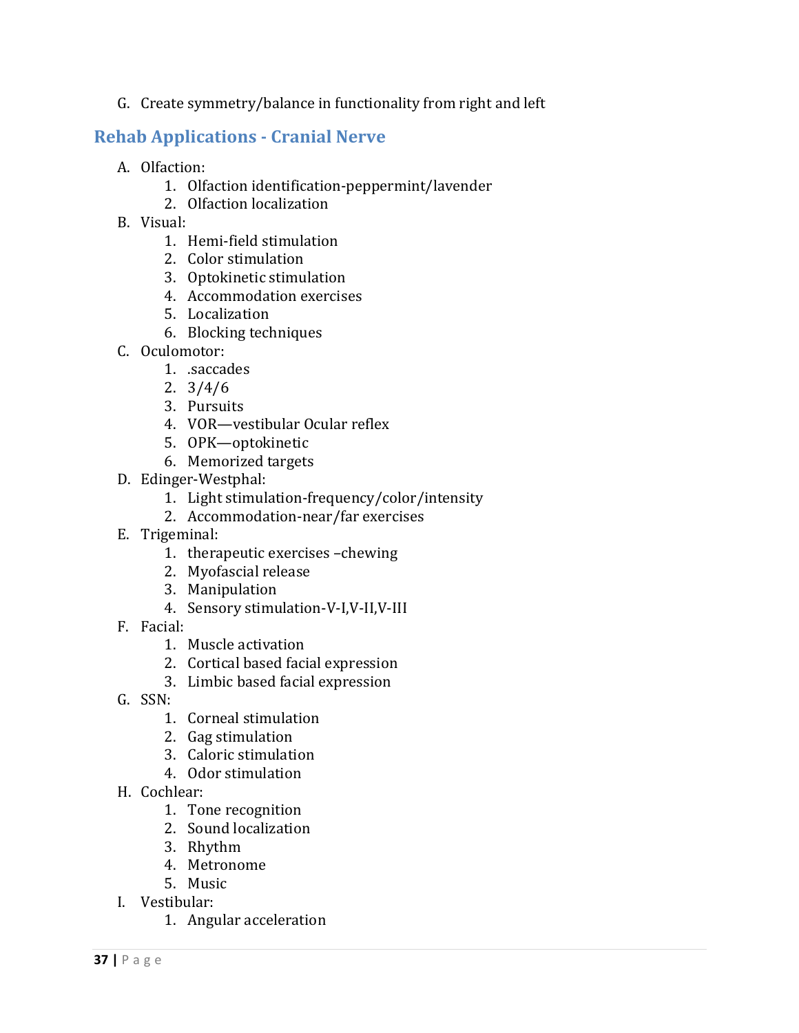G. Create symmetry/balance in functionality from right and left

## Rehab Applications - Cranial Nerve

A. Olfaction:
  1. Olfaction identification-peppermint/lavender
  2. Olfaction localization

B. Visual:
  1. Hemi-field stimulation
  2. Color stimulation
  3. Optokinetic stimulation
  4. Accommodation exercises
  5. Localization
  6. Blocking techniques

C. Oculomotor:
  1. .saccades
  2. 3/4/6
  3. Pursuits
  4. VOR—vestibular Ocular reflex
  5. OPK—optokinetic
  6. Memorized targets

D. Edinger-Westphal:
  1. Light stimulation-frequency/color/intensity
  2. Accommodation-near/far exercises

E. Trigeminal:
  1. therapeutic exercises –chewing
  2. Myofascial release
  3. Manipulation
  4. Sensory stimulation-V-I,V-II,V-III

F. Facial:
  1. Muscle activation
  2. Cortical based facial expression
  3. Limbic based facial expression

G. SSN:
  1. Corneal stimulation
  2. Gag stimulation
  3. Caloric stimulation
  4. Odor stimulation

H. Cochlear:
  1. Tone recognition
  2. Sound localization
  3. Rhythm
  4. Metronome
  5. Music

I. Vestibular:
  1. Angular acceleration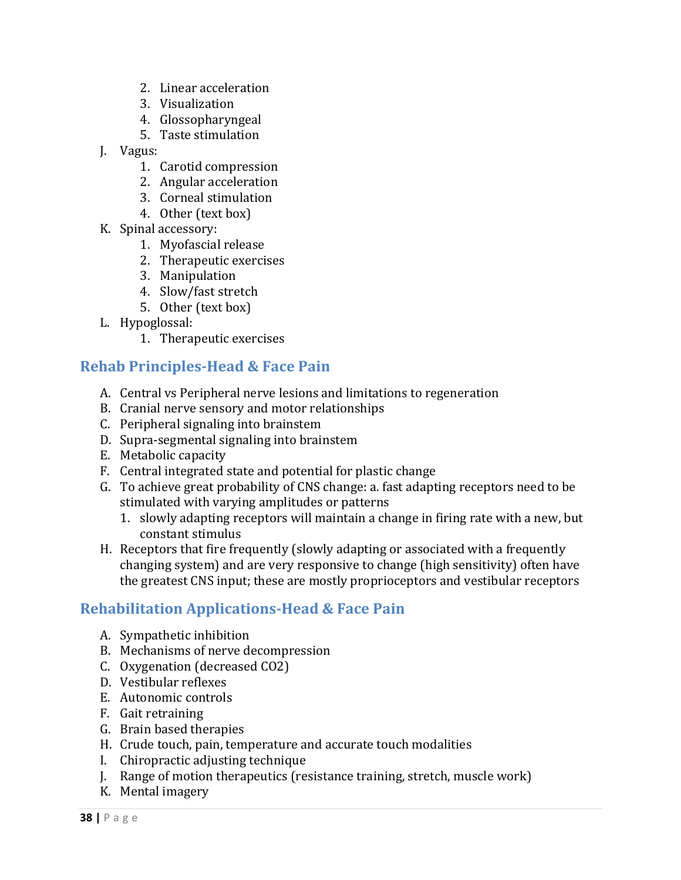2. Linear acceleration
   3. Visualization
   4. Glossopharyngeal
   5. Taste stimulation

J. Vagus:
   1. Carotid compression
   2. Angular acceleration
   3. Corneal stimulation
   4. Other (text box)

K. Spinal accessory:
   1. Myofascial release
   2. Therapeutic exercises
   3. Manipulation
   4. Slow/fast stretch
   5. Other (text box)

L. Hypoglossal:
   1. Therapeutic exercises

## Rehab Principles-Head & Face Pain

A. Central vs Peripheral nerve lesions and limitations to regeneration
B. Cranial nerve sensory and motor relationships
C. Peripheral signaling into brainstem
D. Supra-segmental signaling into brainstem
E. Metabolic capacity
F. Central integrated state and potential for plastic change
G. To achieve great probability of CNS change: a. fast adapting receptors need to be stimulated with varying amplitudes or patterns
   1. slowly adapting receptors will maintain a change in firing rate with a new, but constant stimulus
H. Receptors that fire frequently (slowly adapting or associated with a frequently changing system) and are very responsive to change (high sensitivity) often have the greatest CNS input; these are mostly proprioceptors and vestibular receptors

## Rehabilitation Applications-Head & Face Pain

A. Sympathetic inhibition
B. Mechanisms of nerve decompression
C. Oxygenation (decreased $CO_2$)
D. Vestibular reflexes
E. Autonomic controls
F. Gait retraining
G. Brain based therapies
H. Crude touch, pain, temperature and accurate touch modalities
I. Chiropractic adjusting technique
J. Range of motion therapeutics (resistance training, stretch, muscle work)
K. Mental imagery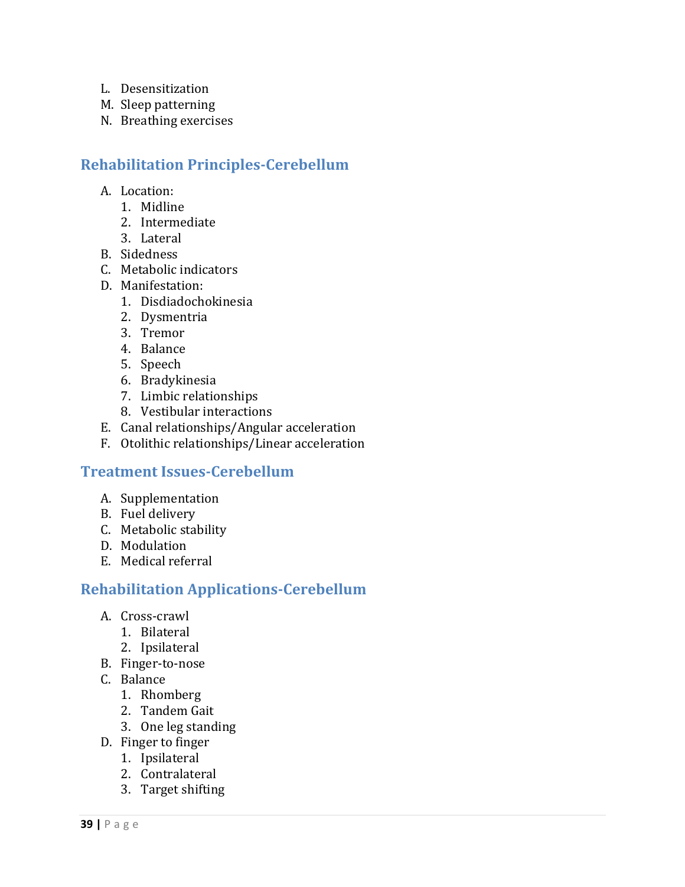L. Desensitization
M. Sleep patterning
N. Breathing exercises

## Rehabilitation Principles-Cerebellum

A. Location:
   1. Midline
   2. Intermediate
   3. Lateral
B. Sidedness
C. Metabolic indicators
D. Manifestation:
   1. Disdiadochokinesia
   2. Dysmentria
   3. Tremor
   4. Balance
   5. Speech
   6. Bradykinesia
   7. Limbic relationships
   8. Vestibular interactions
E. Canal relationships/Angular acceleration
F. Otolithic relationships/Linear acceleration

## Treatment Issues-Cerebellum

A. Supplementation
B. Fuel delivery
C. Metabolic stability
D. Modulation
E. Medical referral

## Rehabilitation Applications-Cerebellum

A. Cross-crawl
   1. Bilateral
   2. Ipsilateral
B. Finger-to-nose
C. Balance
   1. Rhomberg
   2. Tandem Gait
   3. One leg standing
D. Finger to finger
   1. Ipsilateral
   2. Contralateral
   3. Target shifting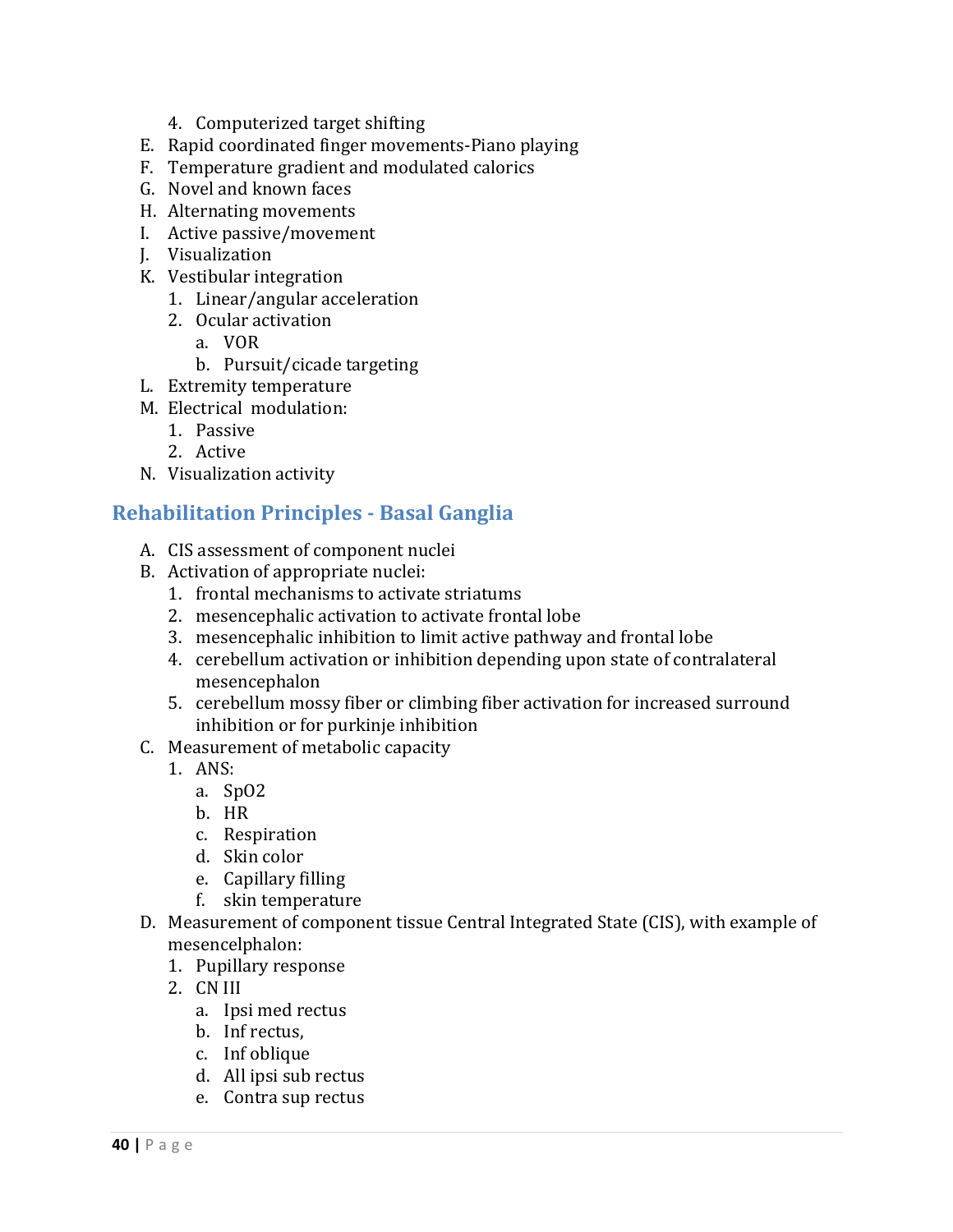4. Computerized target shifting

E. Rapid coordinated finger movements-Piano playing
F. Temperature gradient and modulated calorics
G. Novel and known faces
H. Alternating movements
I. Active passive/movement
J. Visualization
K. Vestibular integration
   1. Linear/angular acceleration
   2. Ocular activation
      a. VOR
      b. Pursuit/cicade targeting
L. Extremity temperature
M. Electrical modulation:
   1. Passive
   2. Active
N. Visualization activity

## Rehabilitation Principles - Basal Ganglia

A. CIS assessment of component nuclei
B. Activation of appropriate nuclei:
   1. frontal mechanisms to activate striatums
   2. mesencephalic activation to activate frontal lobe
   3. mesencephalic inhibition to limit active pathway and frontal lobe
   4. cerebellum activation or inhibition depending upon state of contralateral mesencephalon
   5. cerebellum mossy fiber or climbing fiber activation for increased surround inhibition or for purkinje inhibition
C. Measurement of metabolic capacity
   1. ANS:
      a. SpO2
      b. HR
      c. Respiration
      d. Skin color
      e. Capillary filling
      f. skin temperature
D. Measurement of component tissue Central Integrated State (CIS), with example of mesencelphalon:
   1. Pupillary response
   2. CN III
      a. Ipsi med rectus
      b. Inf rectus,
      c. Inf oblique
      d. All ipsi sub rectus
      e. Contra sup rectus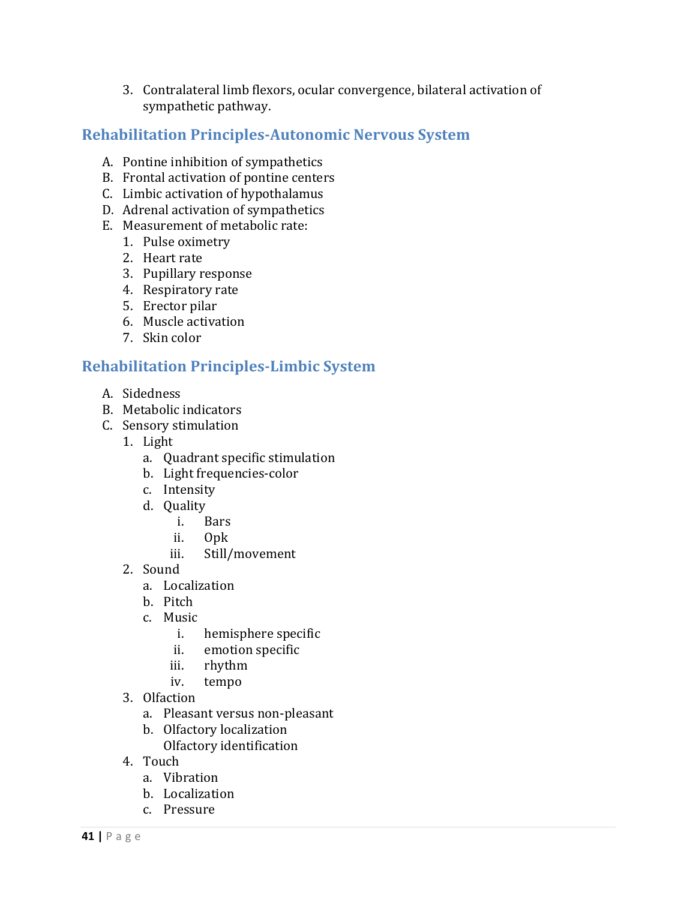3. Contralateral limb flexors, ocular convergence, bilateral activation of sympathetic pathway.

## Rehabilitation Principles-Autonomic Nervous System

A. Pontine inhibition of sympathetics
B. Frontal activation of pontine centers
C. Limbic activation of hypothalamus
D. Adrenal activation of sympathetics
E. Measurement of metabolic rate:
   1. Pulse oximetry
   2. Heart rate
   3. Pupillary response
   4. Respiratory rate
   5. Erector pilar
   6. Muscle activation
   7. Skin color

## Rehabilitation Principles-Limbic System

A. Sidedness
B. Metabolic indicators
C. Sensory stimulation
   1. Light
      a. Quadrant specific stimulation
      b. Light frequencies-color
      c. Intensity
      d. Quality
         i. Bars
         ii. Opk
         iii. Still/movement
   2. Sound
      a. Localization
      b. Pitch
      c. Music
         i. hemisphere specific
         ii. emotion specific
         iii. rhythm
         iv. tempo
   3. Olfaction
      a. Pleasant versus non-pleasant
      b. Olfactory localization
         Olfactory identification
   4. Touch
      a. Vibration
      b. Localization
      c. Pressure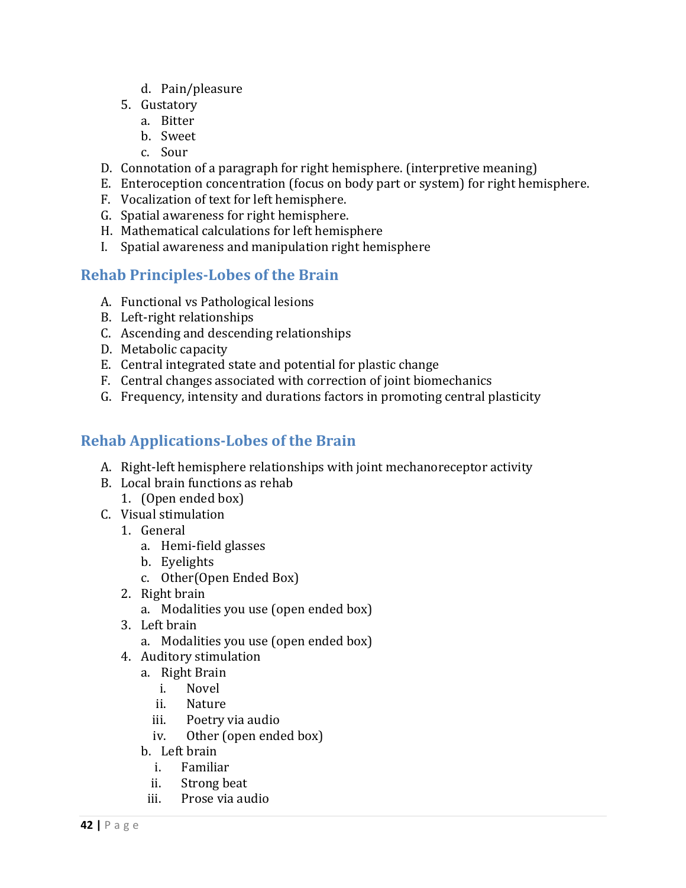- d. Pain/pleasure
5. Gustatory
   - a. Bitter
   - b. Sweet
   - c. Sour

D. Connotation of a paragraph for right hemisphere. (interpretive meaning)
E. Enteroception concentration (focus on body part or system) for right hemisphere.
F. Vocalization of text for left hemisphere.
G. Spatial awareness for right hemisphere.
H. Mathematical calculations for left hemisphere
I. Spatial awareness and manipulation right hemisphere

## Rehab Principles-Lobes of the Brain

A. Functional vs Pathological lesions
B. Left-right relationships
C. Ascending and descending relationships
D. Metabolic capacity
E. Central integrated state and potential for plastic change
F. Central changes associated with correction of joint biomechanics
G. Frequency, intensity and durations factors in promoting central plasticity

## Rehab Applications-Lobes of the Brain

A. Right-left hemisphere relationships with joint mechanoreceptor activity
B. Local brain functions as rehab
   1. (Open ended box)
C. Visual stimulation
   1. General
      - a. Hemi-field glasses
      - b. Eyelights
      - c. Other(Open Ended Box)
   2. Right brain
      - a. Modalities you use (open ended box)
   3. Left brain
      - a. Modalities you use (open ended box)
   4. Auditory stimulation
      - a. Right Brain
         - i. Novel
         - ii. Nature
         - iii. Poetry via audio
         - iv. Other (open ended box)
      - b. Left brain
         - i. Familiar
         - ii. Strong beat
         - iii. Prose via audio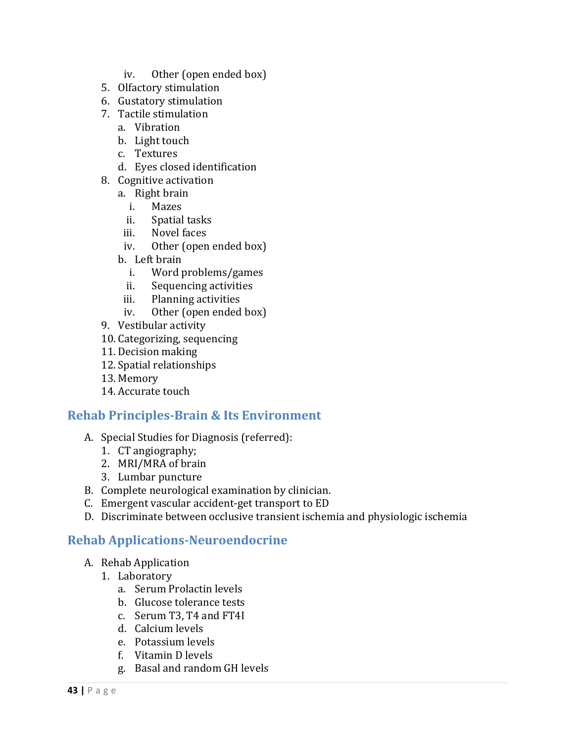iv. Other (open ended box)
    5. Olfactory stimulation
    6. Gustatory stimulation
    7. Tactile stimulation
        a. Vibration
        b. Light touch
        c. Textures
        d. Eyes closed identification
    8. Cognitive activation
        a. Right brain
            i. Mazes
            ii. Spatial tasks
            iii. Novel faces
            iv. Other (open ended box)
        b. Left brain
            i. Word problems/games
            ii. Sequencing activities
            iii. Planning activities
            iv. Other (open ended box)
    9. Vestibular activity
    10. Categorizing, sequencing
    11. Decision making
    12. Spatial relationships
    13. Memory
    14. Accurate touch

## Rehab Principles-Brain & Its Environment

A. Special Studies for Diagnosis (referred):
    1. CT angiography;
    2. MRI/MRA of brain
    3. Lumbar puncture

B. Complete neurological examination by clinician.

C. Emergent vascular accident-get transport to ED

D. Discriminate between occlusive transient ischemia and physiologic ischemia

## Rehab Applications-Neuroendocrine

A. Rehab Application
    1. Laboratory
        a. Serum Prolactin levels
        b. Glucose tolerance tests
        c. Serum T3, T4 and FT4I
        d. Calcium levels
        e. Potassium levels
        f. Vitamin D levels
        g. Basal and random GH levels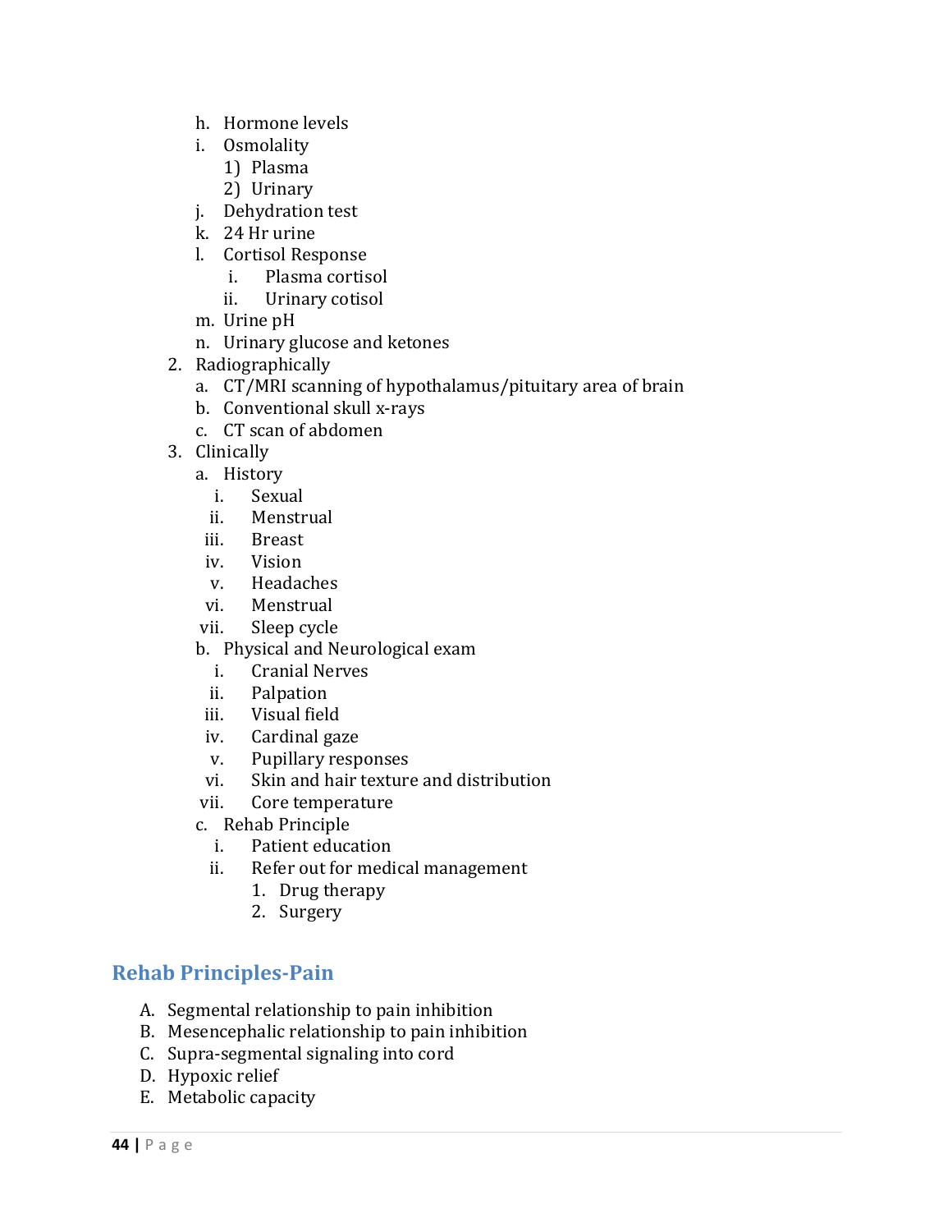h. Hormone levels
   i. Osmolality
      1) Plasma
      2) Urinary
   j. Dehydration test
   k. 24 Hr urine
   l. Cortisol Response
      i. Plasma cortisol
      ii. Urinary cotisol
   m. Urine pH
   n. Urinary glucose and ketones

2. Radiographically
   a. CT/MRI scanning of hypothalamus/pituitary area of brain
   b. Conventional skull x-rays
   c. CT scan of abdomen
3. Clinically
   a. History
      i. Sexual
      ii. Menstrual
      iii. Breast
      iv. Vision
      v. Headaches
      vi. Menstrual
      vii. Sleep cycle
   b. Physical and Neurological exam
      i. Cranial Nerves
      ii. Palpation
      iii. Visual field
      iv. Cardinal gaze
      v. Pupillary responses
      vi. Skin and hair texture and distribution
      vii. Core temperature
   c. Rehab Principle
      i. Patient education
      ii. Refer out for medical management
         1. Drug therapy
         2. Surgery

## Rehab Principles-Pain

A. Segmental relationship to pain inhibition
B. Mesencephalic relationship to pain inhibition
C. Supra-segmental signaling into cord
D. Hypoxic relief
E. Metabolic capacity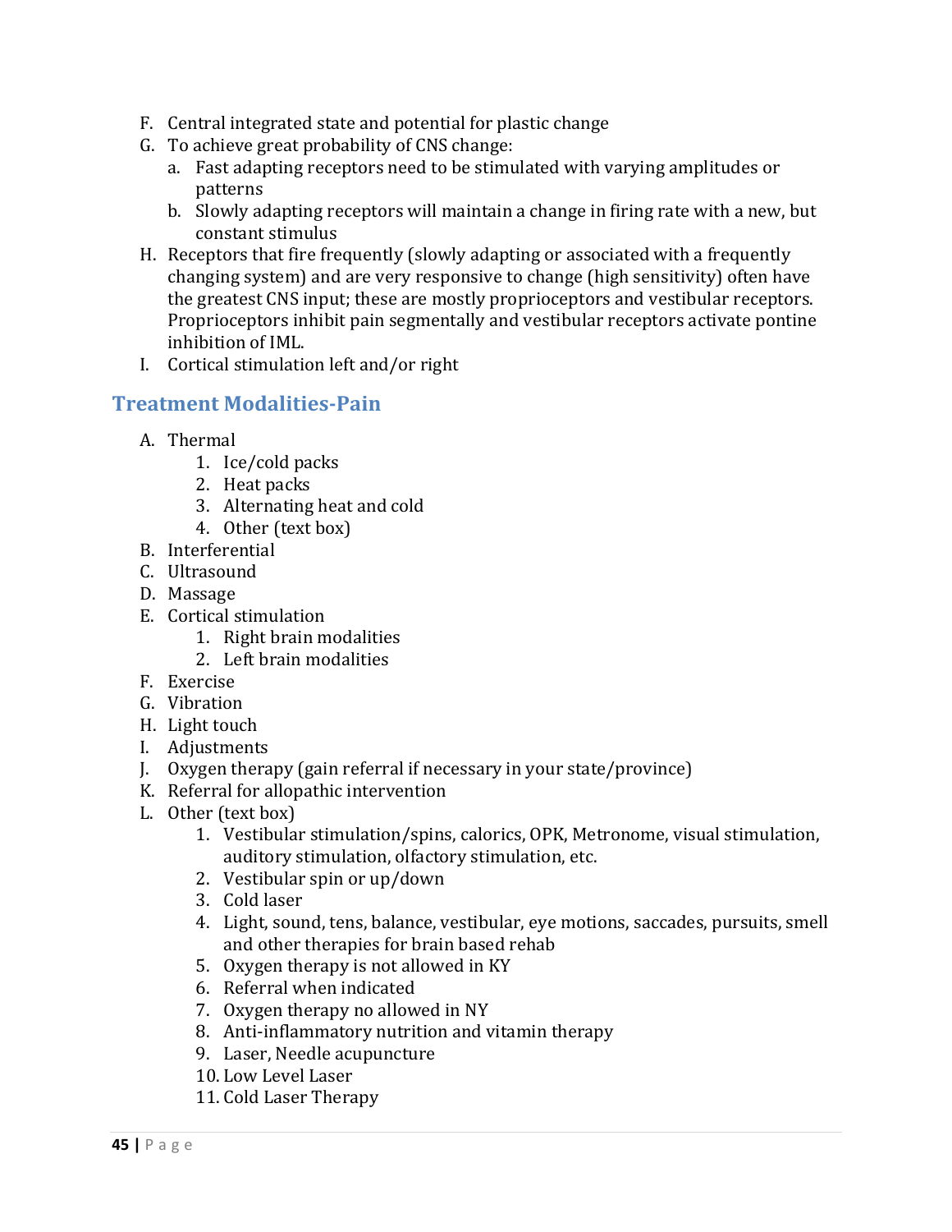F. Central integrated state and potential for plastic change
G. To achieve great probability of CNS change:
    a. Fast adapting receptors need to be stimulated with varying amplitudes or patterns
    b. Slowly adapting receptors will maintain a change in firing rate with a new, but constant stimulus
H. Receptors that fire frequently (slowly adapting or associated with a frequently changing system) and are very responsive to change (high sensitivity) often have the greatest CNS input; these are mostly proprioceptors and vestibular receptors. Proprioceptors inhibit pain segmentally and vestibular receptors activate pontine inhibition of IML.
I. Cortical stimulation left and/or right

## Treatment Modalities-Pain

A. Thermal
    1. Ice/cold packs
    2. Heat packs
    3. Alternating heat and cold
    4. Other (text box)
B. Interferential
C. Ultrasound
D. Massage
E. Cortical stimulation
    1. Right brain modalities
    2. Left brain modalities
F. Exercise
G. Vibration
H. Light touch
I. Adjustments
J. Oxygen therapy (gain referral if necessary in your state/province)
K. Referral for allopathic intervention
L. Other (text box)
    1. Vestibular stimulation/spins, calorics, OPK, Metronome, visual stimulation, auditory stimulation, olfactory stimulation, etc.
    2. Vestibular spin or up/down
    3. Cold laser
    4. Light, sound, tens, balance, vestibular, eye motions, saccades, pursuits, smell and other therapies for brain based rehab
    5. Oxygen therapy is not allowed in KY
    6. Referral when indicated
    7. Oxygen therapy no allowed in NY
    8. Anti-inflammatory nutrition and vitamin therapy
    9. Laser, Needle acupuncture
    10. Low Level Laser
    11. Cold Laser Therapy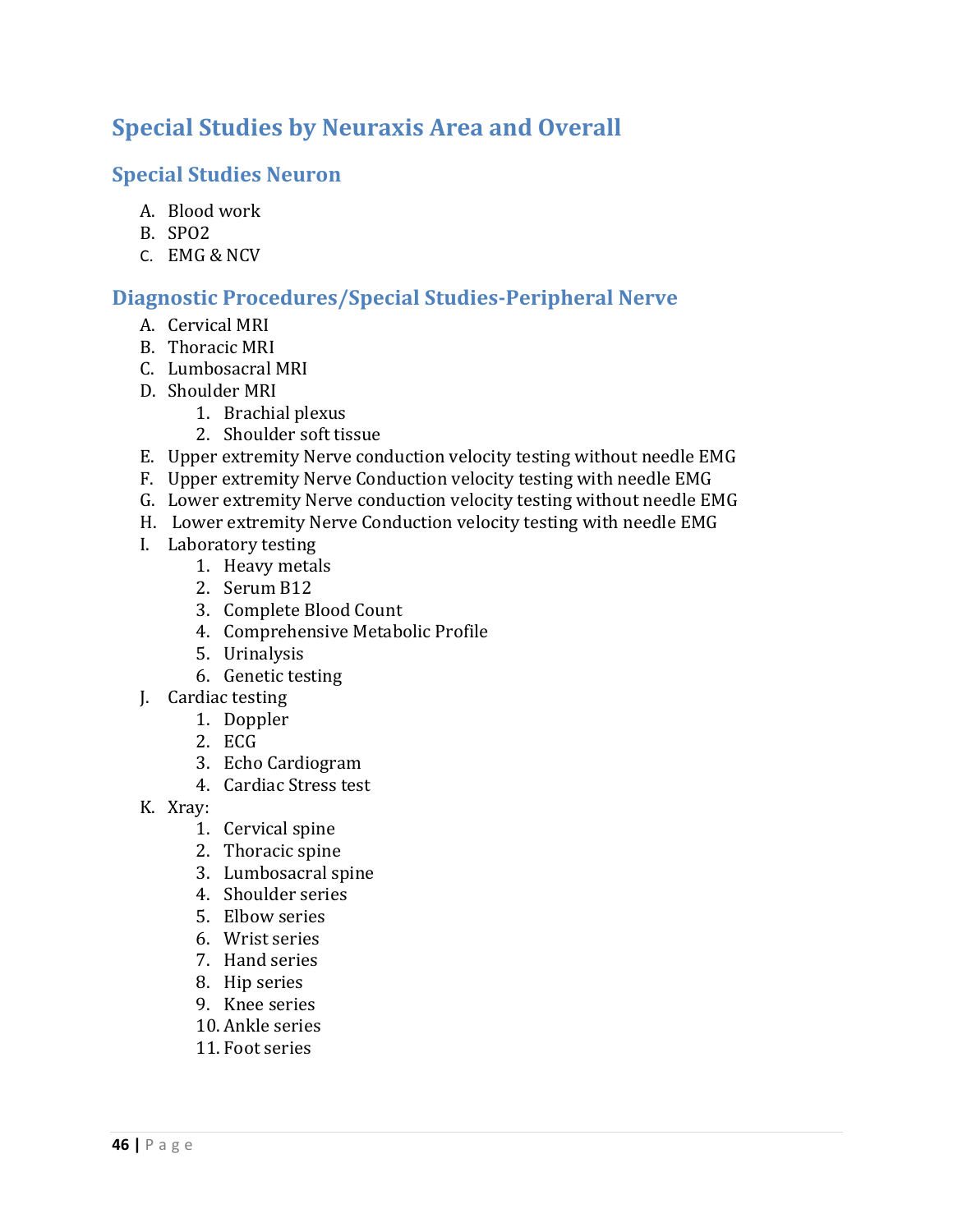# Special Studies by Neuraxis Area and Overall

## Special Studies Neuron

A. Blood work
B. SPO2
C. EMG & NCV

## Diagnostic Procedures/Special Studies-Peripheral Nerve

A. Cervical MRI
B. Thoracic MRI
C. Lumbosacral MRI
D. Shoulder MRI
   1. Brachial plexus
   2. Shoulder soft tissue
E. Upper extremity Nerve conduction velocity testing without needle EMG
F. Upper extremity Nerve Conduction velocity testing with needle EMG
G. Lower extremity Nerve conduction velocity testing without needle EMG
H. Lower extremity Nerve Conduction velocity testing with needle EMG
I. Laboratory testing
   1. Heavy metals
   2. Serum B12
   3. Complete Blood Count
   4. Comprehensive Metabolic Profile
   5. Urinalysis
   6. Genetic testing
J. Cardiac testing
   1. Doppler
   2. ECG
   3. Echo Cardiogram
   4. Cardiac Stress test
K. Xray:
   1. Cervical spine
   2. Thoracic spine
   3. Lumbosacral spine
   4. Shoulder series
   5. Elbow series
   6. Wrist series
   7. Hand series
   8. Hip series
   9. Knee series
   10. Ankle series
   11. Foot series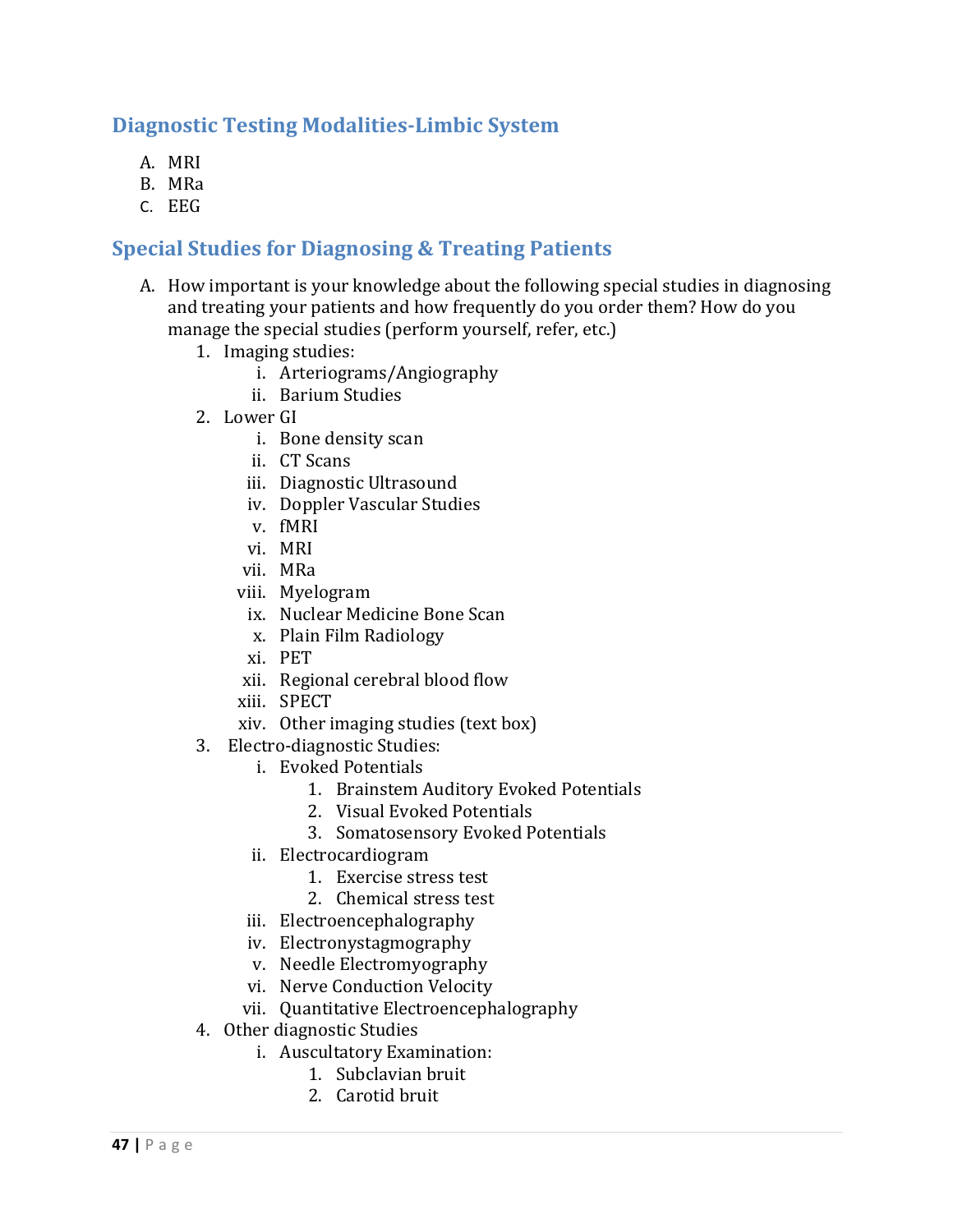## Diagnostic Testing Modalities-Limbic System

A. MRI
B. MRa
C. EEG

## Special Studies for Diagnosing & Treating Patients

A. How important is your knowledge about the following special studies in diagnosing and treating your patients and how frequently do you order them? How do you manage the special studies (perform yourself, refer, etc.)
   1. Imaging studies:
      i. Arteriograms/Angiography
      ii. Barium Studies
   2. Lower GI
      i. Bone density scan
      ii. CT Scans
      iii. Diagnostic Ultrasound
      iv. Doppler Vascular Studies
      v. fMRI
      vi. MRI
      vii. MRa
      viii. Myelogram
      ix. Nuclear Medicine Bone Scan
      x. Plain Film Radiology
      xi. PET
      xii. Regional cerebral blood flow
      xiii. SPECT
      xiv. Other imaging studies (text box)
   3. Electro-diagnostic Studies:
      i. Evoked Potentials
         1. Brainstem Auditory Evoked Potentials
         2. Visual Evoked Potentials
         3. Somatosensory Evoked Potentials
      ii. Electrocardiogram
         1. Exercise stress test
         2. Chemical stress test
      iii. Electroencephalography
      iv. Electronystagmography
      v. Needle Electromyography
      vi. Nerve Conduction Velocity
      vii. Quantitative Electroencephalography
   4. Other diagnostic Studies
      i. Auscultatory Examination:
         1. Subclavian bruit
         2. Carotid bruit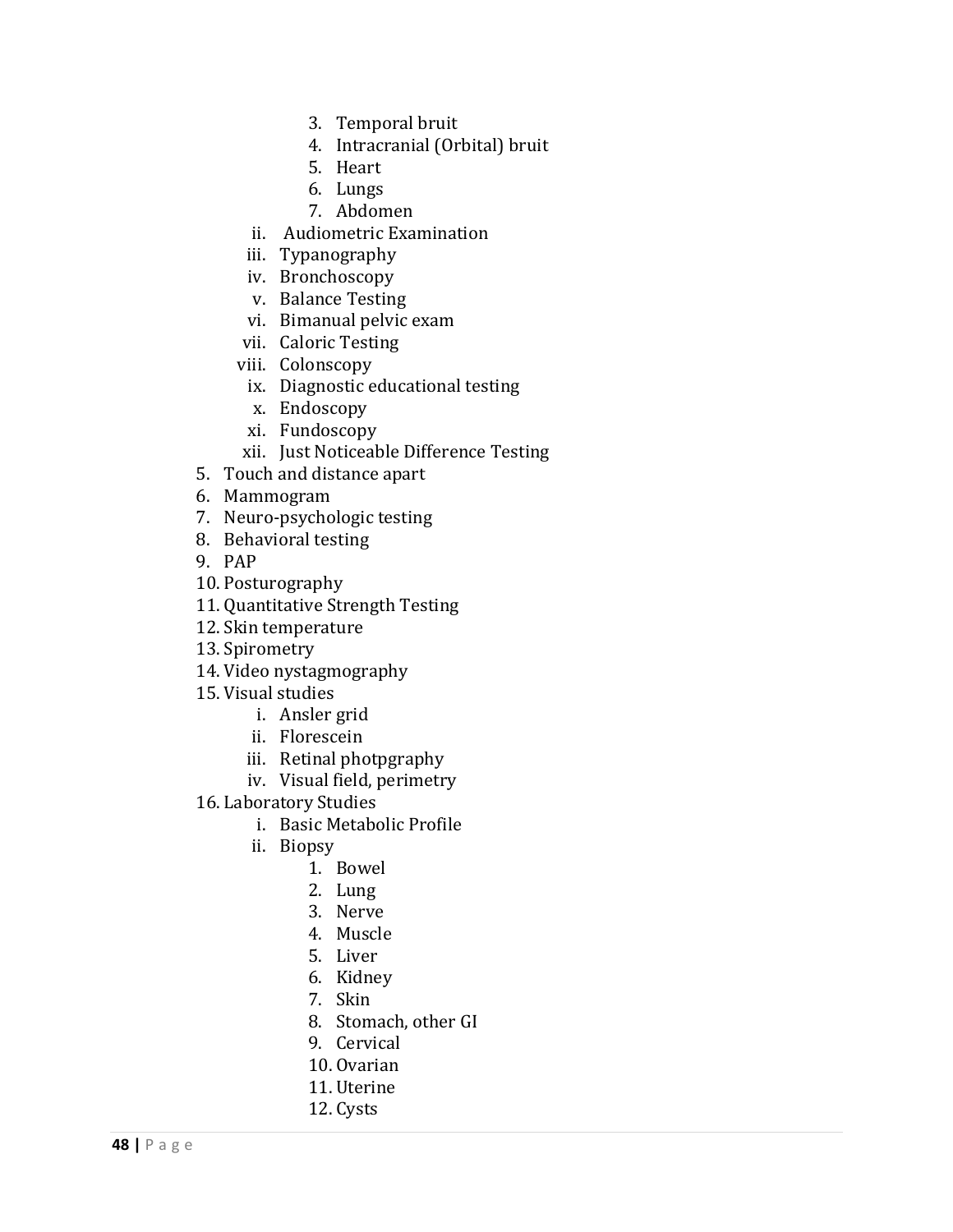3. Temporal bruit
            4. Intracranial (Orbital) bruit
            5. Heart
            6. Lungs
            7. Abdomen
        ii. Audiometric Examination
        iii. Typanography
        iv. Bronchoscopy
        v. Balance Testing
        vi. Bimanual pelvic exam
        vii. Caloric Testing
        viii. Colonscopy
        ix. Diagnostic educational testing
        x. Endoscopy
        xi. Fundoscopy
        xii. Just Noticeable Difference Testing
5. Touch and distance apart
6. Mammogram
7. Neuro-psychologic testing
8. Behavioral testing
9. PAP
10. Posturography
11. Quantitative Strength Testing
12. Skin temperature
13. Spirometry
14. Video nystagmography
15. Visual studies
    i. Ansler grid
    ii. Florescein
    iii. Retinal photpgraphy
    iv. Visual field, perimetry
16. Laboratory Studies
    i. Basic Metabolic Profile
    ii. Biopsy
        1. Bowel
        2. Lung
        3. Nerve
        4. Muscle
        5. Liver
        6. Kidney
        7. Skin
        8. Stomach, other GI
        9. Cervical
        10. Ovarian
        11. Uterine
        12. Cysts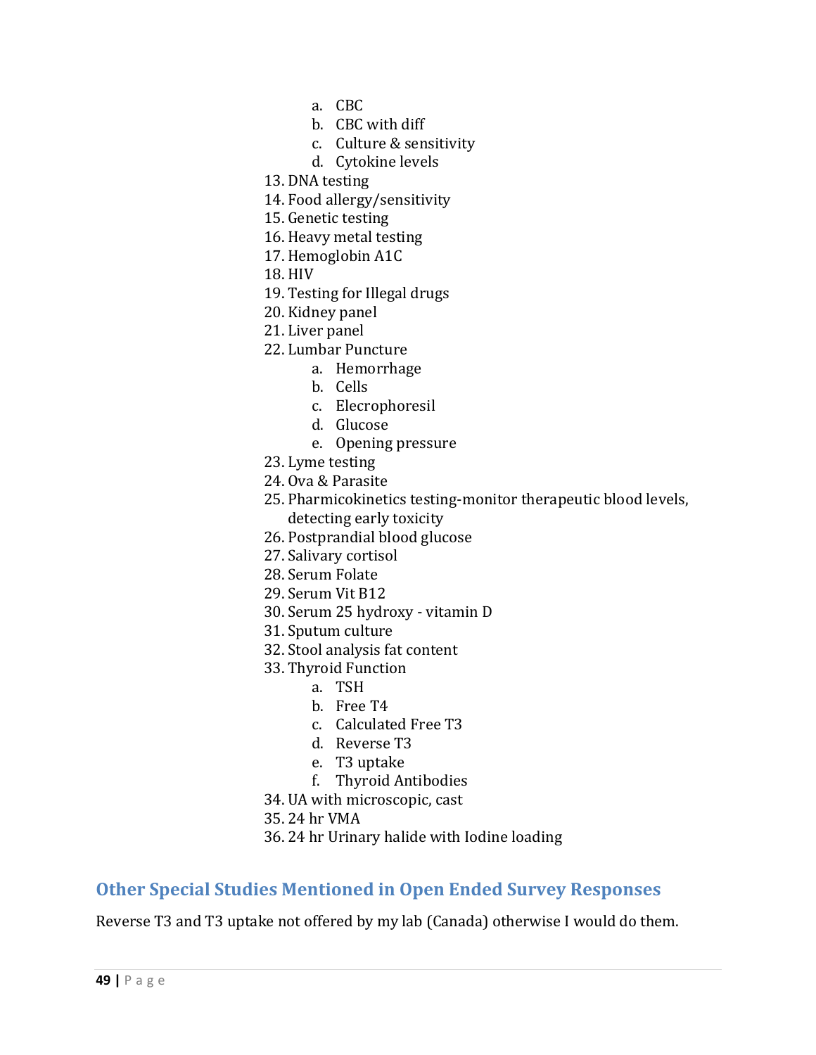a. CBC
   b. CBC with diff
   c. Culture & sensitivity
   d. Cytokine levels

13. DNA testing
14. Food allergy/sensitivity
15. Genetic testing
16. Heavy metal testing
17. Hemoglobin A1C
18. HIV
19. Testing for Illegal drugs
20. Kidney panel
21. Liver panel
22. Lumbar Puncture
    a. Hemorrhage
    b. Cells
    c. Elecrophoresil
    d. Glucose
    e. Opening pressure
23. Lyme testing
24. Ova & Parasite
25. Pharmicokinetics testing-monitor therapeutic blood levels, detecting early toxicity
26. Postprandial blood glucose
27. Salivary cortisol
28. Serum Folate
29. Serum Vit B12
30. Serum 25 hydroxy - vitamin D
31. Sputum culture
32. Stool analysis fat content
33. Thyroid Function
    a. TSH
    b. Free T4
    c. Calculated Free T3
    d. Reverse T3
    e. T3 uptake
    f. Thyroid Antibodies
34. UA with microscopic, cast
35. 24 hr VMA
36. 24 hr Urinary halide with Iodine loading

## Other Special Studies Mentioned in Open Ended Survey Responses

Reverse T3 and T3 uptake not offered by my lab (Canada) otherwise I would do them.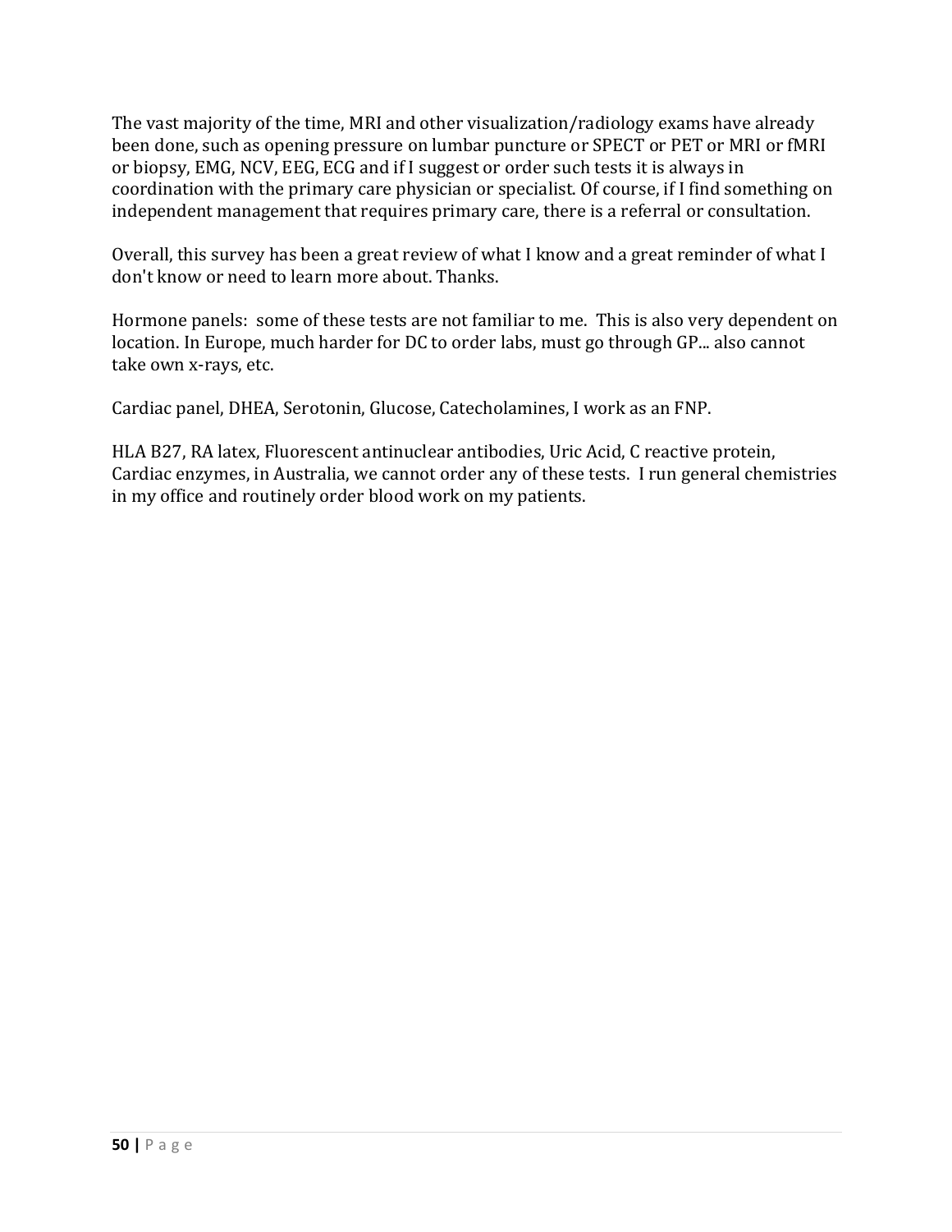The vast majority of the time, MRI and other visualization/radiology exams have already been done, such as opening pressure on lumbar puncture or SPECT or PET or MRI or fMRI or biopsy, EMG, NCV, EEG, ECG and if I suggest or order such tests it is always in coordination with the primary care physician or specialist. Of course, if I find something on independent management that requires primary care, there is a referral or consultation.

Overall, this survey has been a great review of what I know and a great reminder of what I don't know or need to learn more about. Thanks.

Hormone panels: some of these tests are not familiar to me. This is also very dependent on location. In Europe, much harder for DC to order labs, must go through GP... also cannot take own x-rays, etc.

Cardiac panel, DHEA, Serotonin, Glucose, Catecholamines, I work as an FNP.

HLA B27, RA latex, Fluorescent antinuclear antibodies, Uric Acid, C reactive protein, Cardiac enzymes, in Australia, we cannot order any of these tests. I run general chemistries in my office and routinely order blood work on my patients.